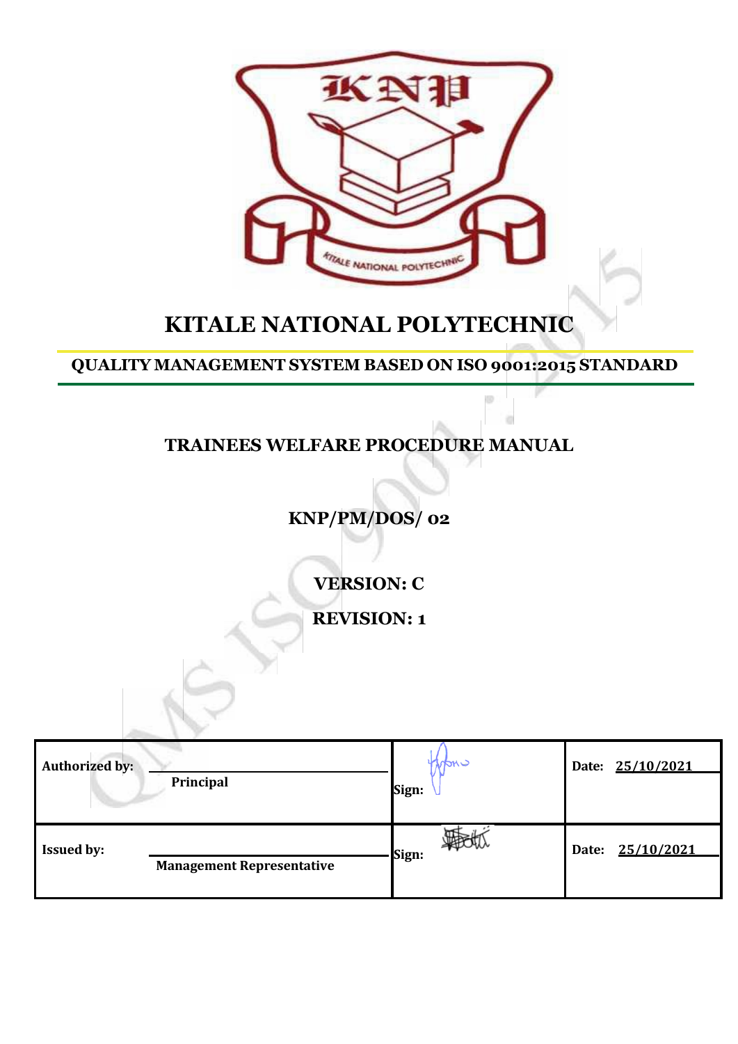# KITALE NATIONAL POLYTECHNIC

## QUALITY MANAGEMENT SYSTEM BASED ON ISO 9001:2015 STANDARD

## TRAINEES WELFARE PROCEDURE MANUAL

**KNP/PM/DOS/ 02**

**VERSION: C**

**REVISION: 1**

| | | | |
|---|---|---|---|
| **Authorized by:** | **Principal** | **Sign:** | **Date:** 25/10/2021 |
| **Issued by:** | **Management Representative** | **Sign:** | **Date:** 25/10/2021 |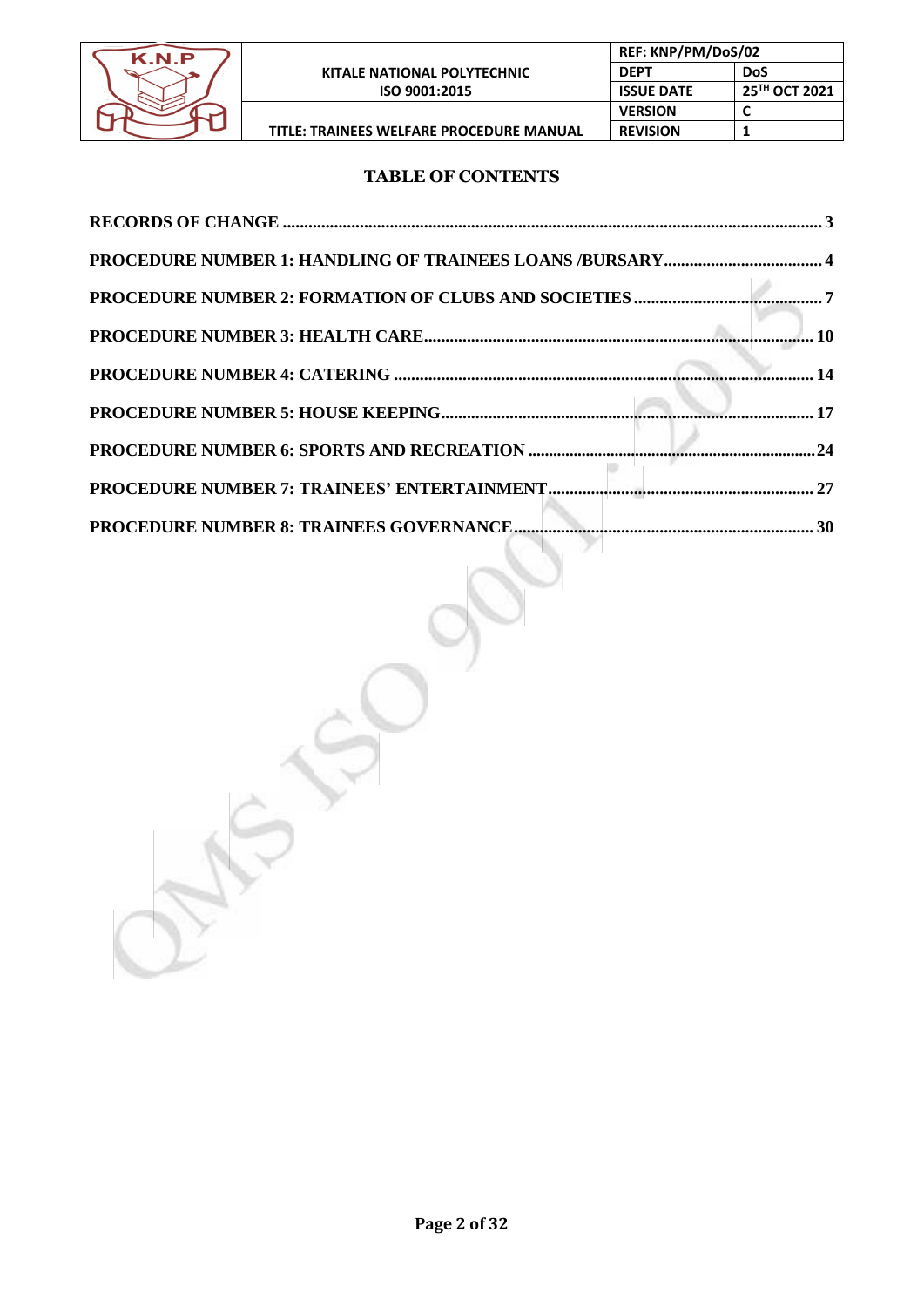# TABLE OF CONTENTS

| | |
|---|---|
| **RECORDS OF CHANGE** | **3** |
| **PROCEDURE NUMBER 1: HANDLING OF TRAINEES LOANS /BURSARY** | **4** |
| **PROCEDURE NUMBER 2: FORMATION OF CLUBS AND SOCIETIES** | **7** |
| **PROCEDURE NUMBER 3: HEALTH CARE** | **10** |
| **PROCEDURE NUMBER 4: CATERING** | **14** |
| **PROCEDURE NUMBER 5: HOUSE KEEPING** | **17** |
| **PROCEDURE NUMBER 6: SPORTS AND RECREATION** | **24** |
| **PROCEDURE NUMBER 7: TRAINEES' ENTERTAINMENT** | **27** |
| **PROCEDURE NUMBER 8: TRAINEES GOVERNANCE** | **30** |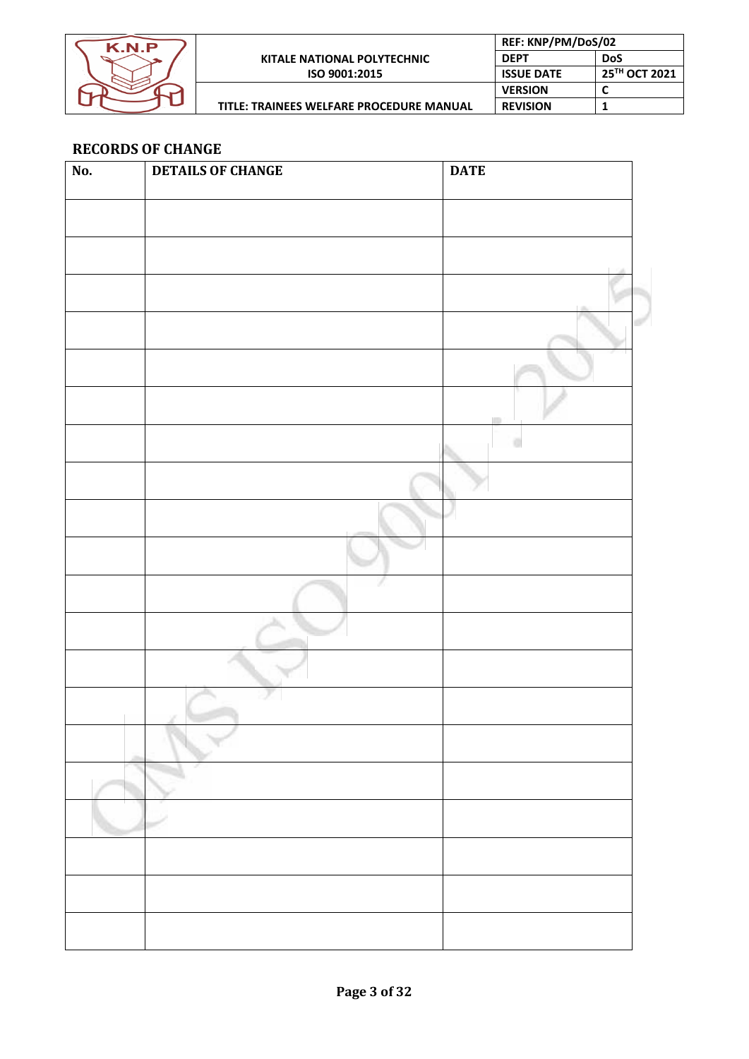## RECORDS OF CHANGE

| No. | DETAILS OF CHANGE | DATE |
|---|---|---|
| | | |
| | | |
| | | |
| | | |
| | | |
| | | |
| | | |
| | | |
| | | |
| | | |
| | | |
| | | |
| | | |
| | | |
| | | |
| | | |
| | | |
| | | |
| | | |
| | | |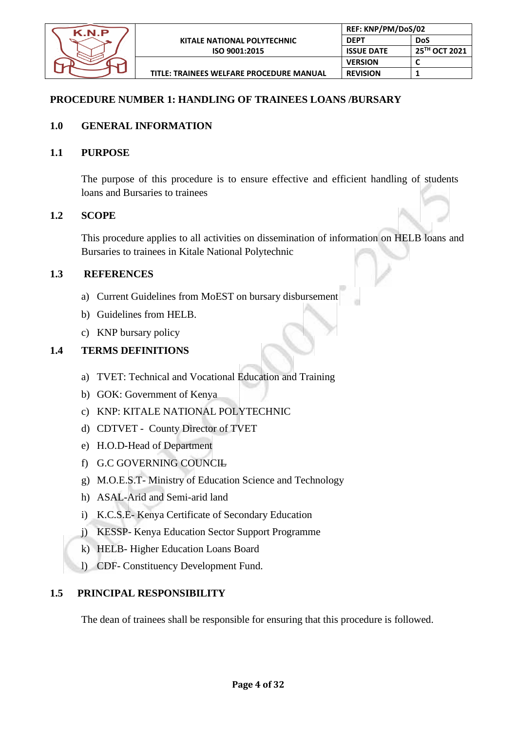## PROCEDURE NUMBER 1: HANDLING OF TRAINEES LOANS /BURSARY

### 1.0 GENERAL INFORMATION

### 1.1 PURPOSE

The purpose of this procedure is to ensure effective and efficient handling of students loans and Bursaries to trainees

### 1.2 SCOPE

This procedure applies to all activities on dissemination of information on HELB loans and Bursaries to trainees in Kitale National Polytechnic

### 1.3 REFERENCES

a) Current Guidelines from MoEST on bursary disbursement
b) Guidelines from HELB.
c) KNP bursary policy

### 1.4 TERMS DEFINITIONS

a) TVET: Technical and Vocational Education and Training
b) GOK: Government of Kenya
c) KNP: KITALE NATIONAL POLYTECHNIC
d) CDTVET - County Director of TVET
e) H.O.D-Head of Department
f) G.C GOVERNING COUNCIL
g) M.O.E.S.T- Ministry of Education Science and Technology
h) ASAL-Arid and Semi-arid land
i) K.C.S.E- Kenya Certificate of Secondary Education
j) KESSP- Kenya Education Sector Support Programme
k) HELB- Higher Education Loans Board
l) CDF- Constituency Development Fund.

### 1.5 PRINCIPAL RESPONSIBILITY

The dean of trainees shall be responsible for ensuring that this procedure is followed.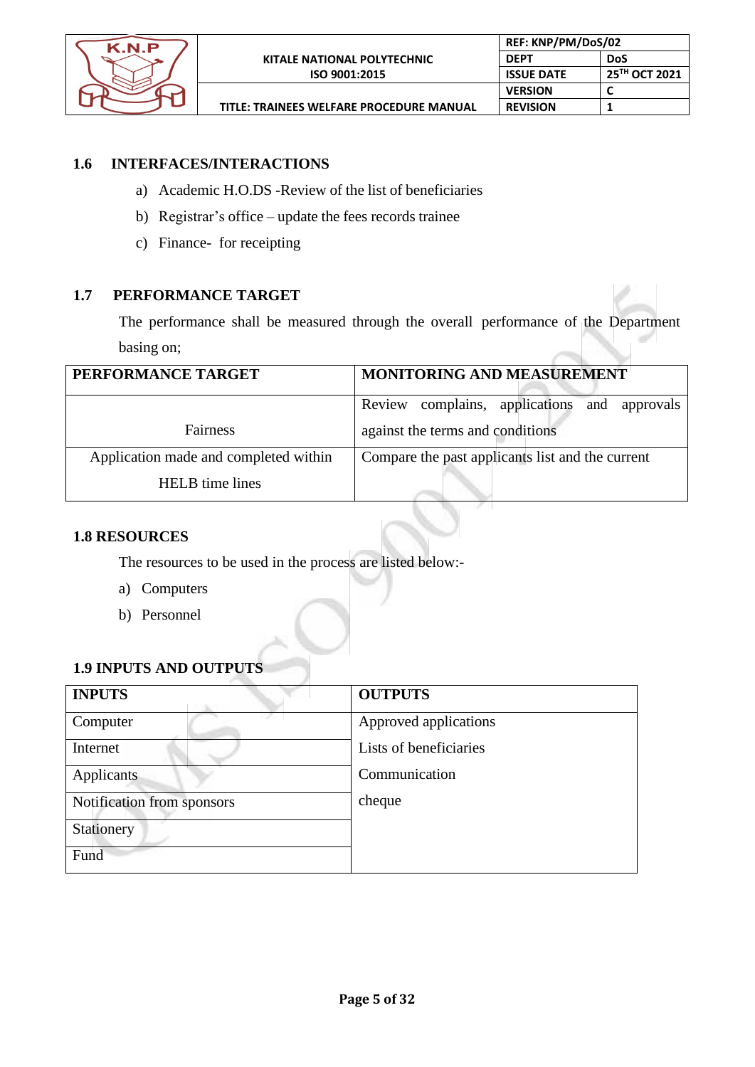### 1.6 INTERFACES/INTERACTIONS

a) Academic H.O.DS -Review of the list of beneficiaries

b) Registrar's office – update the fees records trainee

c) Finance- for receipting

### 1.7 PERFORMANCE TARGET

The performance shall be measured through the overall performance of the Department basing on;

| PERFORMANCE TARGET | MONITORING AND MEASUREMENT |
|---|---|
| Fairness | Review complains, applications and approvals against the terms and conditions |
| Application made and completed within HELB time lines | Compare the past applicants list and the current |

### 1.8 RESOURCES

The resources to be used in the process are listed below:-

a) Computers

b) Personnel

### 1.9 INPUTS AND OUTPUTS

| INPUTS | OUTPUTS |
|---|---|
| Computer | Approved applications |
| Internet | Lists of beneficiaries |
| Applicants | Communication |
| Notification from sponsors | cheque |
| Stationery | |
| Fund | |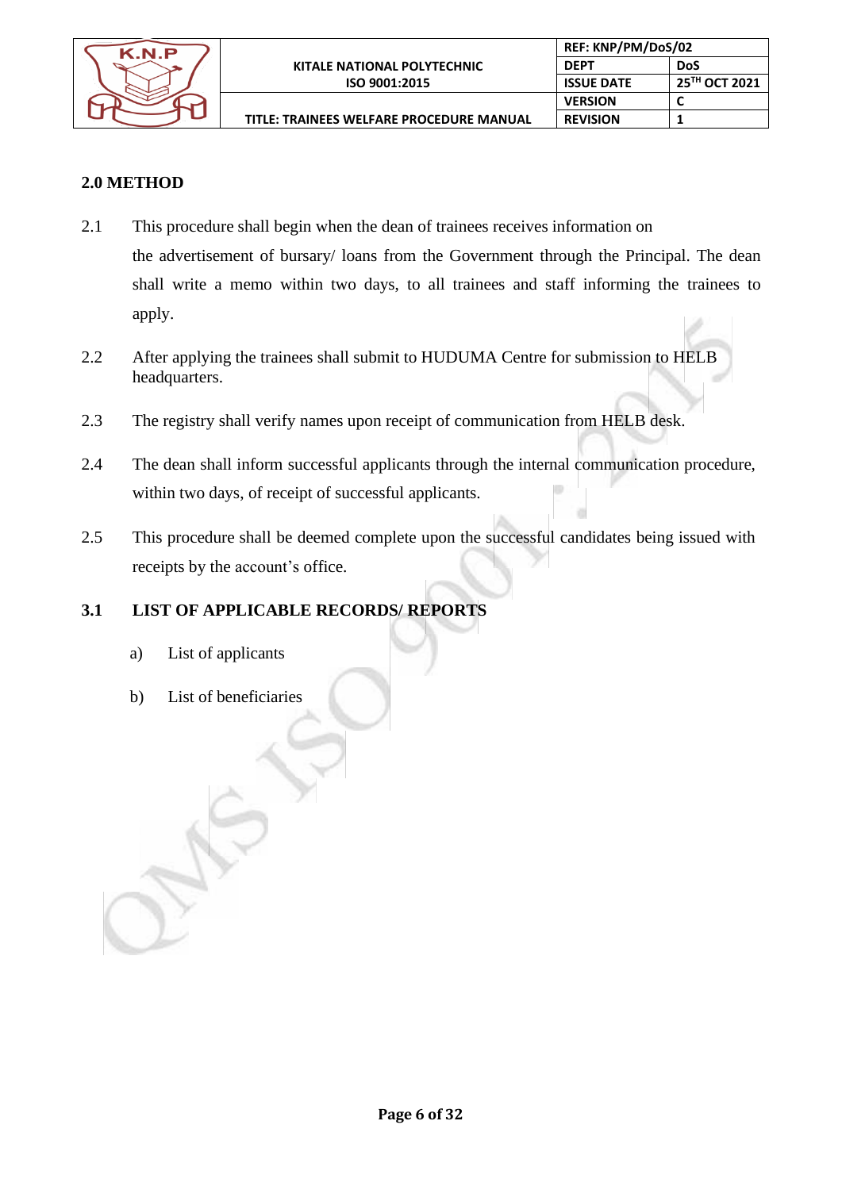## 2.0 METHOD

2.1 This procedure shall begin when the dean of trainees receives information on the advertisement of bursary/ loans from the Government through the Principal. The dean shall write a memo within two days, to all trainees and staff informing the trainees to apply.

2.2 After applying the trainees shall submit to HUDUMA Centre for submission to HELB headquarters.

2.3 The registry shall verify names upon receipt of communication from HELB desk.

2.4 The dean shall inform successful applicants through the internal communication procedure, within two days, of receipt of successful applicants.

2.5 This procedure shall be deemed complete upon the successful candidates being issued with receipts by the account's office.

### 3.1 LIST OF APPLICABLE RECORDS/ REPORTS

a) List of applicants

b) List of beneficiaries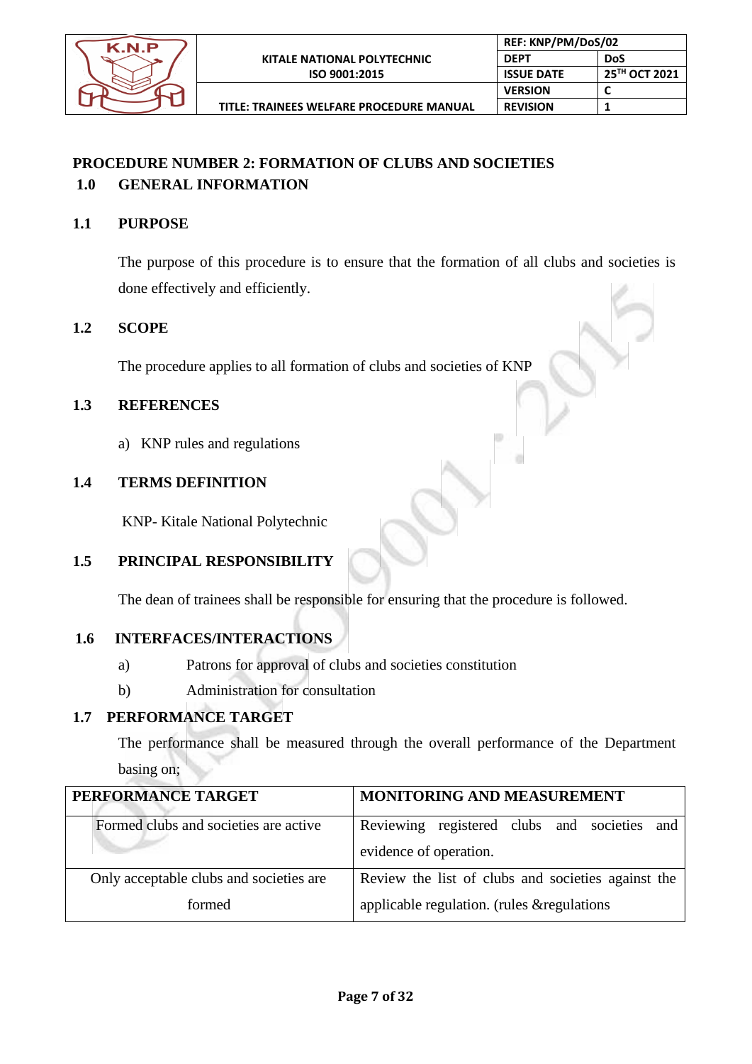## PROCEDURE NUMBER 2: FORMATION OF CLUBS AND SOCIETIES

### 1.0 GENERAL INFORMATION

### 1.1 PURPOSE

The purpose of this procedure is to ensure that the formation of all clubs and societies is done effectively and efficiently.

### 1.2 SCOPE

The procedure applies to all formation of clubs and societies of KNP

### 1.3 REFERENCES

a) KNP rules and regulations

### 1.4 TERMS DEFINITION

KNP- Kitale National Polytechnic

### 1.5 PRINCIPAL RESPONSIBILITY

The dean of trainees shall be responsible for ensuring that the procedure is followed.

### 1.6 INTERFACES/INTERACTIONS

a) Patrons for approval of clubs and societies constitution

b) Administration for consultation

### 1.7 PERFORMANCE TARGET

The performance shall be measured through the overall performance of the Department basing on;

| PERFORMANCE TARGET | MONITORING AND MEASUREMENT |
|---|---|
| Formed clubs and societies are active | Reviewing registered clubs and societies and evidence of operation. |
| Only acceptable clubs and societies are formed | Review the list of clubs and societies against the applicable regulation. (rules &regulations |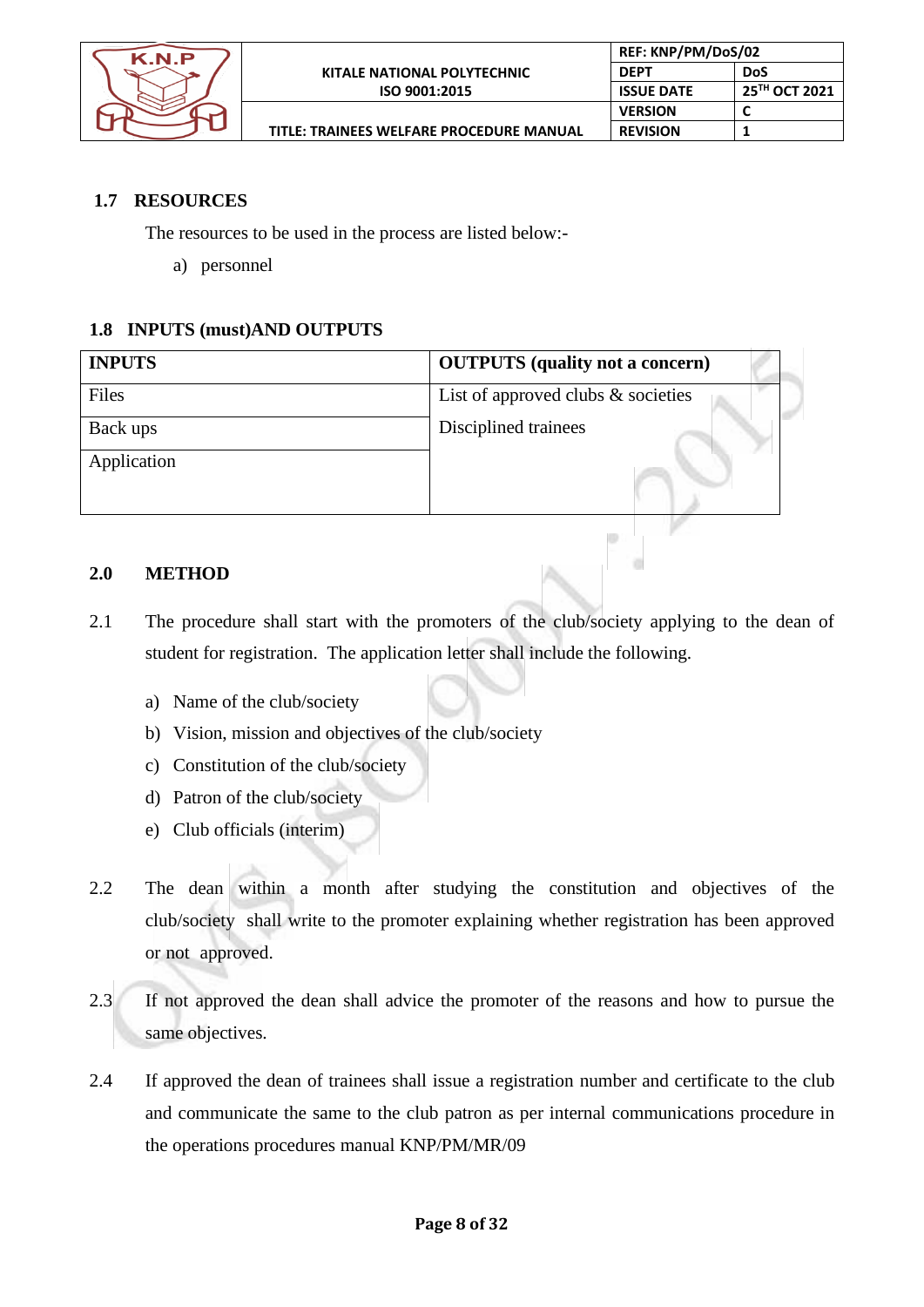### 1.7 RESOURCES

The resources to be used in the process are listed below:-

a) personnel

### 1.8 INPUTS (must)AND OUTPUTS

| INPUTS | OUTPUTS (quality not a concern) |
|---|---|
| Files | List of approved clubs & societies |
| Back ups | Disciplined trainees |
| Application | |

## 2.0 METHOD

2.1 The procedure shall start with the promoters of the club/society applying to the dean of student for registration. The application letter shall include the following.

a) Name of the club/society
b) Vision, mission and objectives of the club/society
c) Constitution of the club/society
d) Patron of the club/society
e) Club officials (interim)

2.2 The dean within a month after studying the constitution and objectives of the club/society shall write to the promoter explaining whether registration has been approved or not approved.

2.3 If not approved the dean shall advice the promoter of the reasons and how to pursue the same objectives.

2.4 If approved the dean of trainees shall issue a registration number and certificate to the club and communicate the same to the club patron as per internal communications procedure in the operations procedures manual KNP/PM/MR/09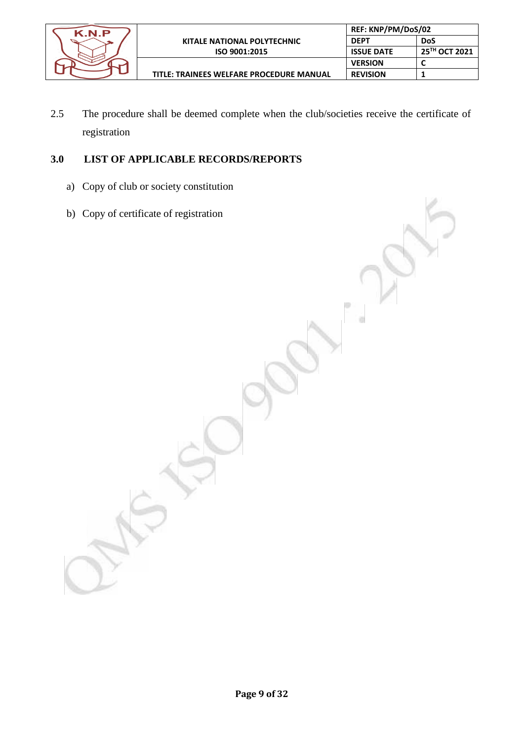2.5 The procedure shall be deemed complete when the club/societies receive the certificate of registration

## 3.0 LIST OF APPLICABLE RECORDS/REPORTS

a) Copy of club or society constitution

b) Copy of certificate of registration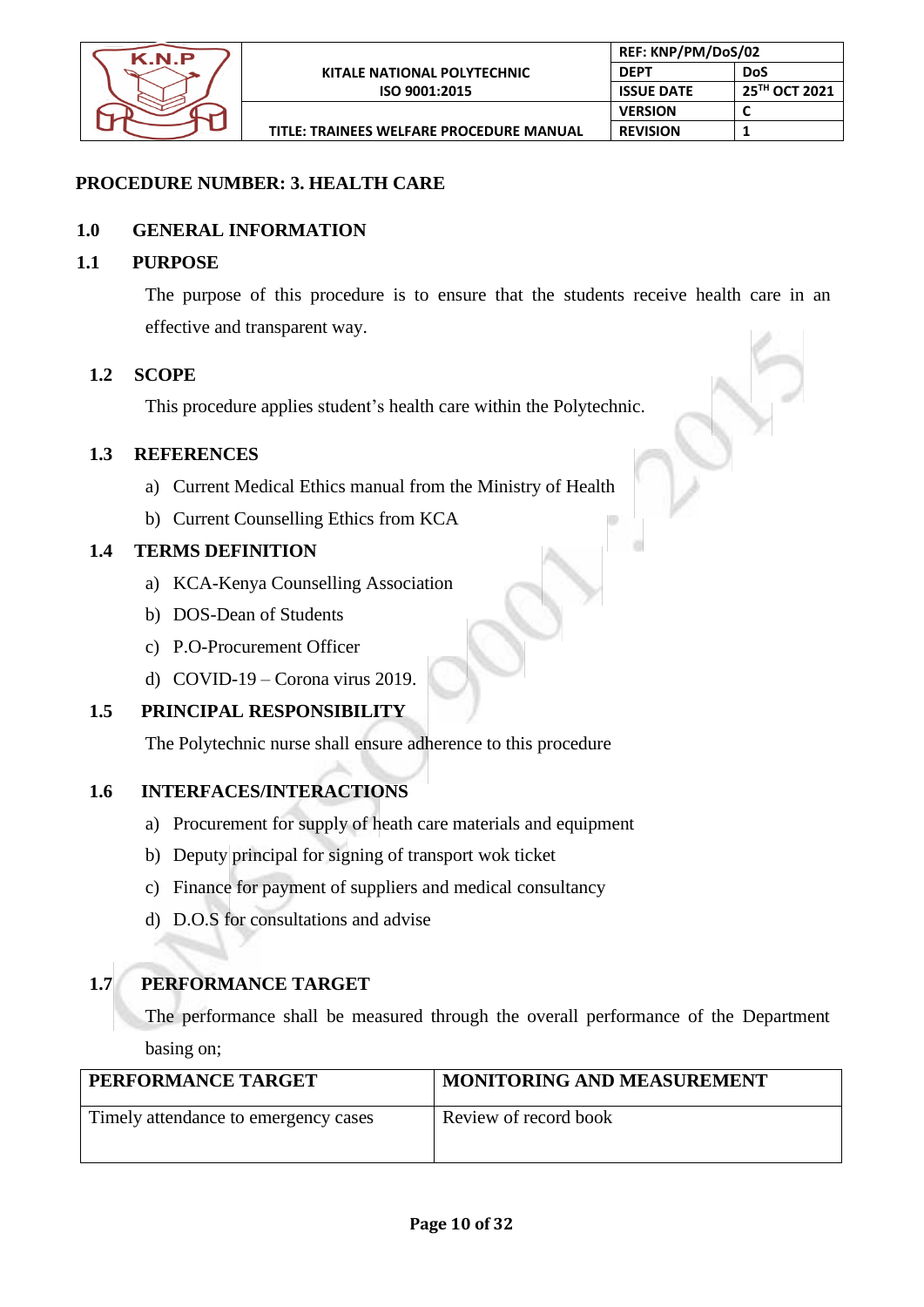## PROCEDURE NUMBER: 3. HEALTH CARE

### 1.0 GENERAL INFORMATION

### 1.1 PURPOSE

The purpose of this procedure is to ensure that the students receive health care in an effective and transparent way.

### 1.2 SCOPE

This procedure applies student's health care within the Polytechnic.

### 1.3 REFERENCES

a) Current Medical Ethics manual from the Ministry of Health
b) Current Counselling Ethics from KCA

### 1.4 TERMS DEFINITION

a) KCA-Kenya Counselling Association
b) DOS-Dean of Students
c) P.O-Procurement Officer
d) COVID-19 – Corona virus 2019.

### 1.5 PRINCIPAL RESPONSIBILITY

The Polytechnic nurse shall ensure adherence to this procedure

### 1.6 INTERFACES/INTERACTIONS

a) Procurement for supply of heath care materials and equipment
b) Deputy principal for signing of transport wok ticket
c) Finance for payment of suppliers and medical consultancy
d) D.O.S for consultations and advise

### 1.7 PERFORMANCE TARGET

The performance shall be measured through the overall performance of the Department basing on;

| PERFORMANCE TARGET | MONITORING AND MEASUREMENT |
|---|---|
| Timely attendance to emergency cases | Review of record book |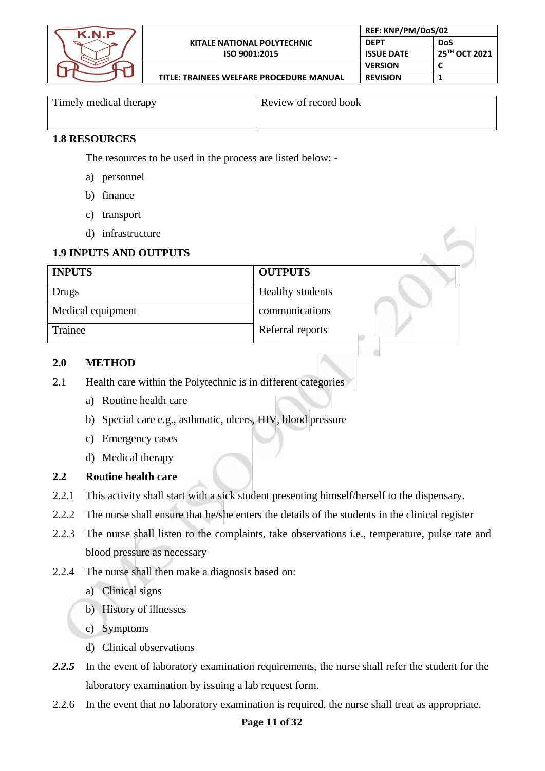| Timely medical therapy | Review of record book |
|---|---|

**1.8 RESOURCES**

The resources to be used in the process are listed below: -

a) personnel
b) finance
c) transport
d) infrastructure

**1.9 INPUTS AND OUTPUTS**

| INPUTS | OUTPUTS |
|---|---|
| Drugs | Healthy students |
| Medical equipment | communications |
| Trainee | Referral reports |

**2.0 METHOD**

2.1 Health care within the Polytechnic is in different categories

a) Routine health care
b) Special care e.g., asthmatic, ulcers, HIV, blood pressure
c) Emergency cases
d) Medical therapy

**2.2 Routine health care**

2.2.1 This activity shall start with a sick student presenting himself/herself to the dispensary.

2.2.2 The nurse shall ensure that he/she enters the details of the students in the clinical register

2.2.3 The nurse shall listen to the complaints, take observations i.e., temperature, pulse rate and blood pressure as necessary

2.2.4 The nurse shall then make a diagnosis based on:

a) Clinical signs
b) History of illnesses
c) Symptoms
d) Clinical observations

***2.2.5*** In the event of laboratory examination requirements, the nurse shall refer the student for the laboratory examination by issuing a lab request form.

2.2.6 In the event that no laboratory examination is required, the nurse shall treat as appropriate.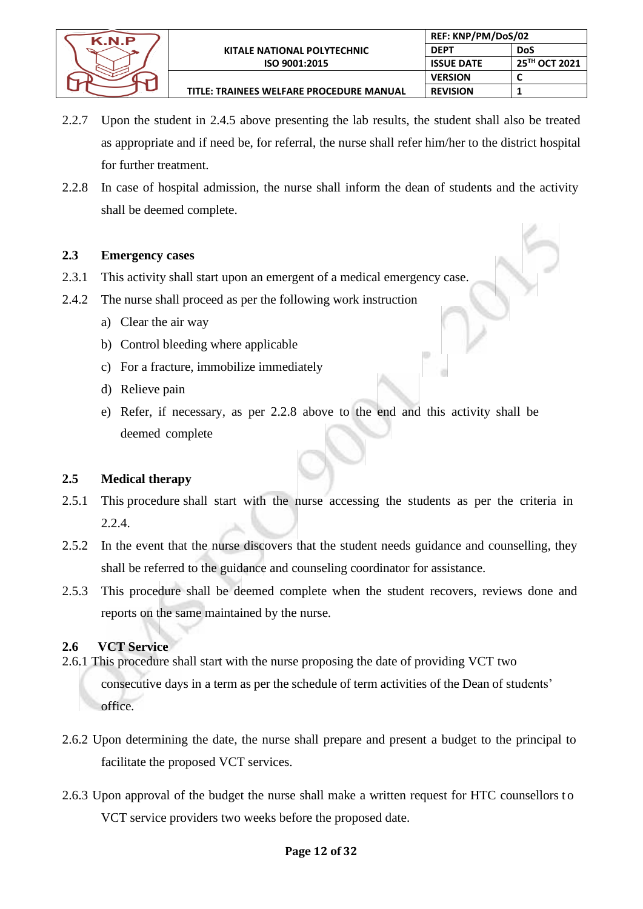2.2.7 Upon the student in 2.4.5 above presenting the lab results, the student shall also be treated as appropriate and if need be, for referral, the nurse shall refer him/her to the district hospital for further treatment.

2.2.8 In case of hospital admission, the nurse shall inform the dean of students and the activity shall be deemed complete.

### 2.3 Emergency cases

2.3.1 This activity shall start upon an emergent of a medical emergency case.

2.4.2 The nurse shall proceed as per the following work instruction

a) Clear the air way
b) Control bleeding where applicable
c) For a fracture, immobilize immediately
d) Relieve pain
e) Refer, if necessary, as per 2.2.8 above to the end and this activity shall be deemed complete

### 2.5 Medical therapy

2.5.1 This procedure shall start with the nurse accessing the students as per the criteria in 2.2.4.

2.5.2 In the event that the nurse discovers that the student needs guidance and counselling, they shall be referred to the guidance and counseling coordinator for assistance.

2.5.3 This procedure shall be deemed complete when the student recovers, reviews done and reports on the same maintained by the nurse.

### 2.6 VCT Service

2.6.1 This procedure shall start with the nurse proposing the date of providing VCT two consecutive days in a term as per the schedule of term activities of the Dean of students' office.

2.6.2 Upon determining the date, the nurse shall prepare and present a budget to the principal to facilitate the proposed VCT services.

2.6.3 Upon approval of the budget the nurse shall make a written request for HTC counsellors to VCT service providers two weeks before the proposed date.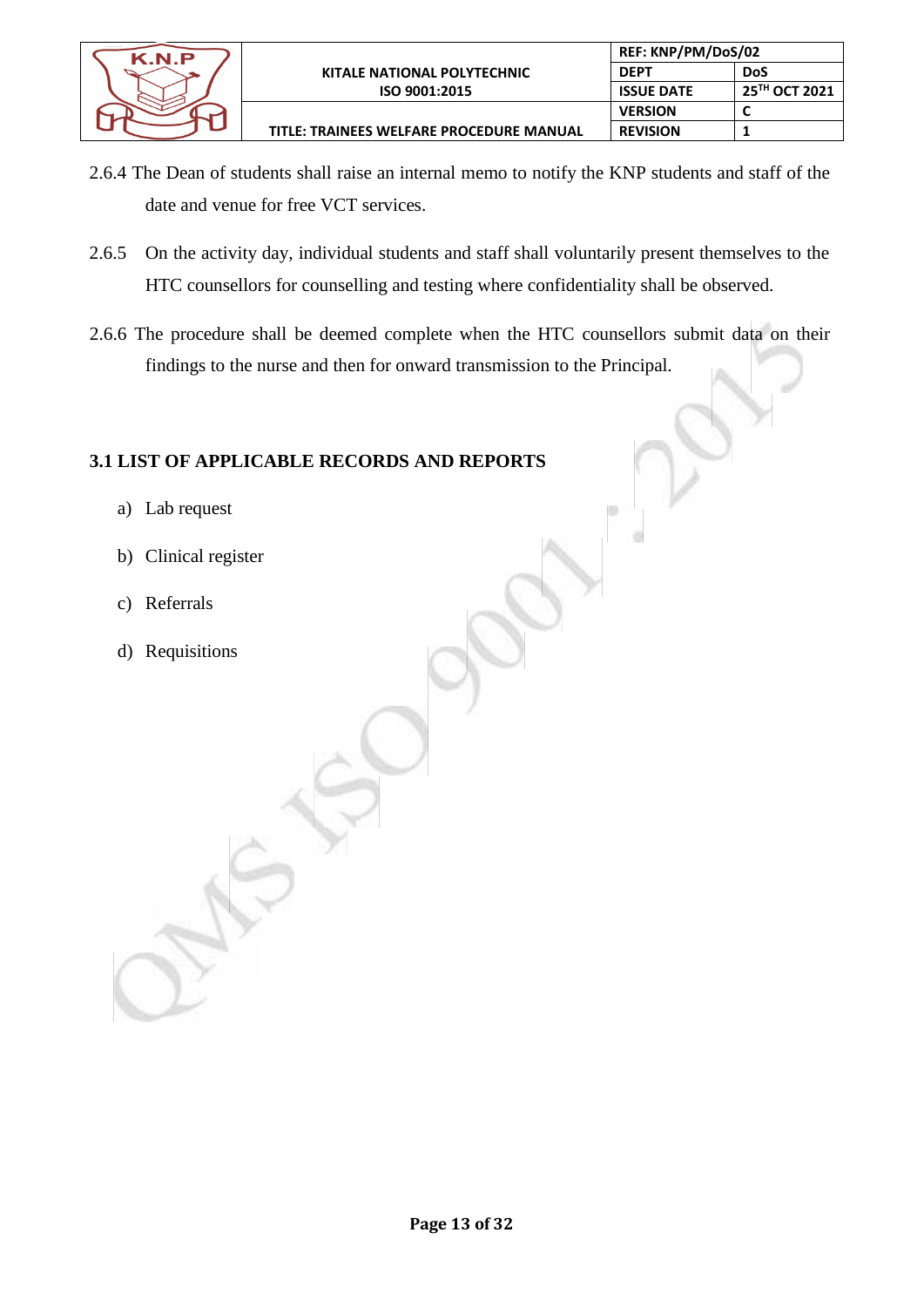2.6.4 The Dean of students shall raise an internal memo to notify the KNP students and staff of the date and venue for free VCT services.

2.6.5 On the activity day, individual students and staff shall voluntarily present themselves to the HTC counsellors for counselling and testing where confidentiality shall be observed.

2.6.6 The procedure shall be deemed complete when the HTC counsellors submit data on their findings to the nurse and then for onward transmission to the Principal.

## 3.1 LIST OF APPLICABLE RECORDS AND REPORTS

a) Lab request

b) Clinical register

c) Referrals

d) Requisitions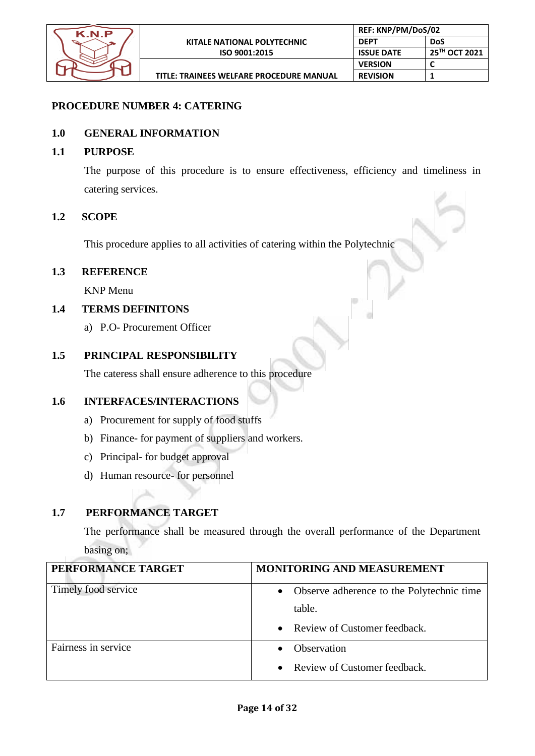## PROCEDURE NUMBER 4: CATERING

### 1.0 GENERAL INFORMATION

### 1.1 PURPOSE

The purpose of this procedure is to ensure effectiveness, efficiency and timeliness in catering services.

### 1.2 SCOPE

This procedure applies to all activities of catering within the Polytechnic

### 1.3 REFERENCE

KNP Menu

### 1.4 TERMS DEFINITONS

a) P.O- Procurement Officer

### 1.5 PRINCIPAL RESPONSIBILITY

The cateress shall ensure adherence to this procedure

### 1.6 INTERFACES/INTERACTIONS

a) Procurement for supply of food stuffs
b) Finance- for payment of suppliers and workers.
c) Principal- for budget approval
d) Human resource- for personnel

### 1.7 PERFORMANCE TARGET

The performance shall be measured through the overall performance of the Department basing on;

| PERFORMANCE TARGET | MONITORING AND MEASUREMENT |
|---|---|
| Timely food service | • Observe adherence to the Polytechnic time table.<br>• Review of Customer feedback. |
| Fairness in service | • Observation<br>• Review of Customer feedback. |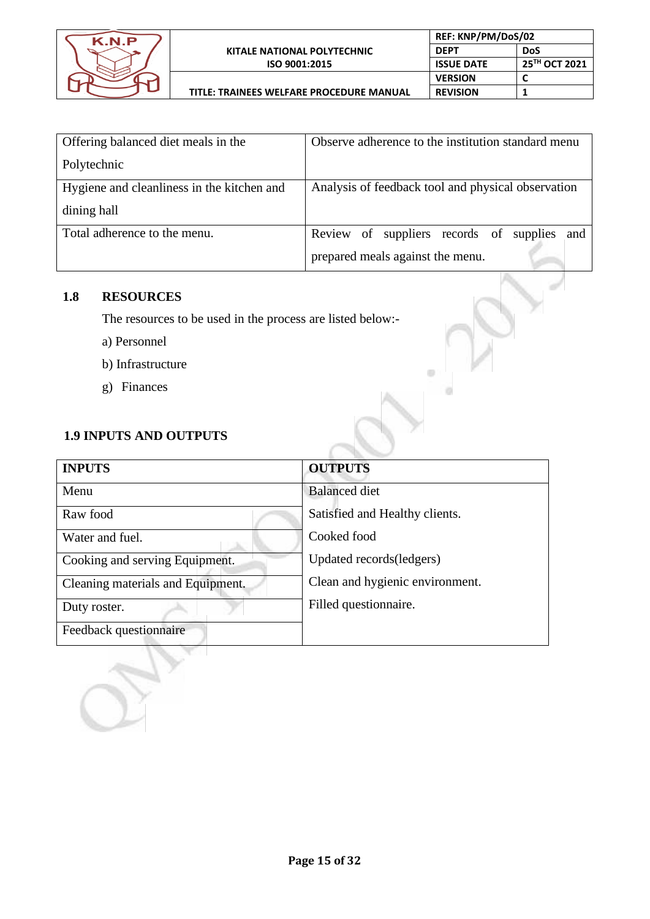| Offering balanced diet meals in the Polytechnic | Observe adherence to the institution standard menu |
|---|---|
| Hygiene and cleanliness in the kitchen and dining hall | Analysis of feedback tool and physical observation |
| Total adherence to the menu. | Review of suppliers records of supplies and prepared meals against the menu. |

## 1.8 RESOURCES

The resources to be used in the process are listed below:-

a) Personnel

b) Infrastructure

g) Finances

## 1.9 INPUTS AND OUTPUTS

| INPUTS | OUTPUTS |
|---|---|
| Menu | Balanced diet |
| Raw food | Satisfied and Healthy clients. |
| Water and fuel. | Cooked food |
| Cooking and serving Equipment. | Updated records(ledgers) |
| Cleaning materials and Equipment. | Clean and hygienic environment. |
| Duty roster. | Filled questionnaire. |
| Feedback questionnaire | |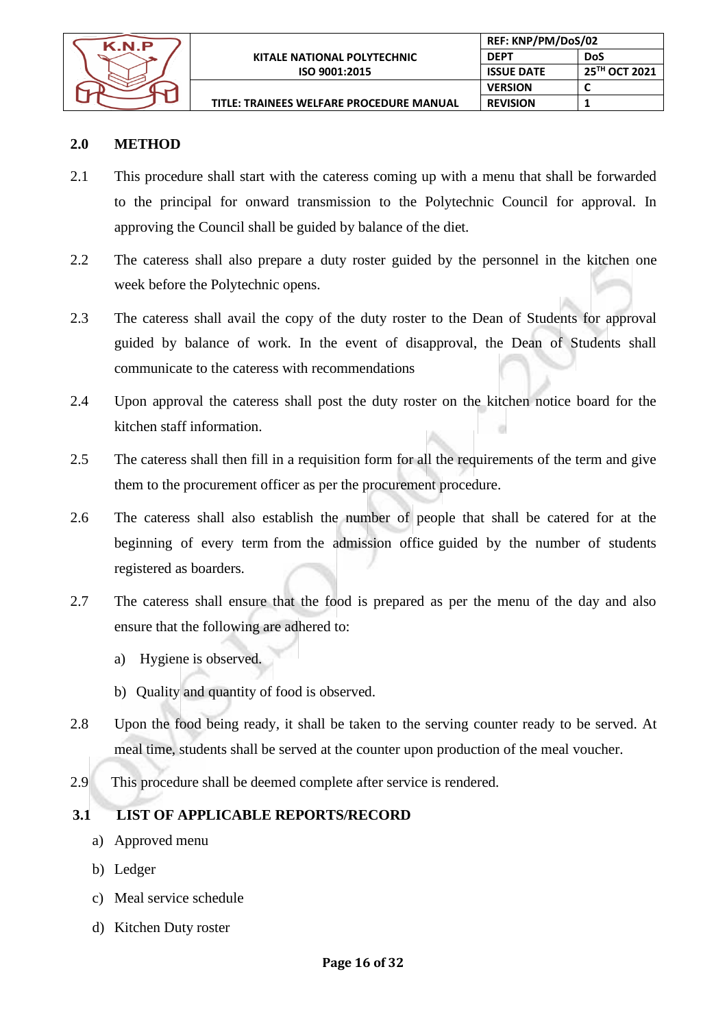## 2.0 METHOD

2.1 This procedure shall start with the cateress coming up with a menu that shall be forwarded to the principal for onward transmission to the Polytechnic Council for approval. In approving the Council shall be guided by balance of the diet.

2.2 The cateress shall also prepare a duty roster guided by the personnel in the kitchen one week before the Polytechnic opens.

2.3 The cateress shall avail the copy of the duty roster to the Dean of Students for approval guided by balance of work. In the event of disapproval, the Dean of Students shall communicate to the cateress with recommendations

2.4 Upon approval the cateress shall post the duty roster on the kitchen notice board for the kitchen staff information.

2.5 The cateress shall then fill in a requisition form for all the requirements of the term and give them to the procurement officer as per the procurement procedure.

2.6 The cateress shall also establish the number of people that shall be catered for at the beginning of every term from the admission office guided by the number of students registered as boarders.

2.7 The cateress shall ensure that the food is prepared as per the menu of the day and also ensure that the following are adhered to:

a) Hygiene is observed.

b) Quality and quantity of food is observed.

2.8 Upon the food being ready, it shall be taken to the serving counter ready to be served. At meal time, students shall be served at the counter upon production of the meal voucher.

2.9 This procedure shall be deemed complete after service is rendered.

## 3.1 LIST OF APPLICABLE REPORTS/RECORD

a) Approved menu

b) Ledger

c) Meal service schedule

d) Kitchen Duty roster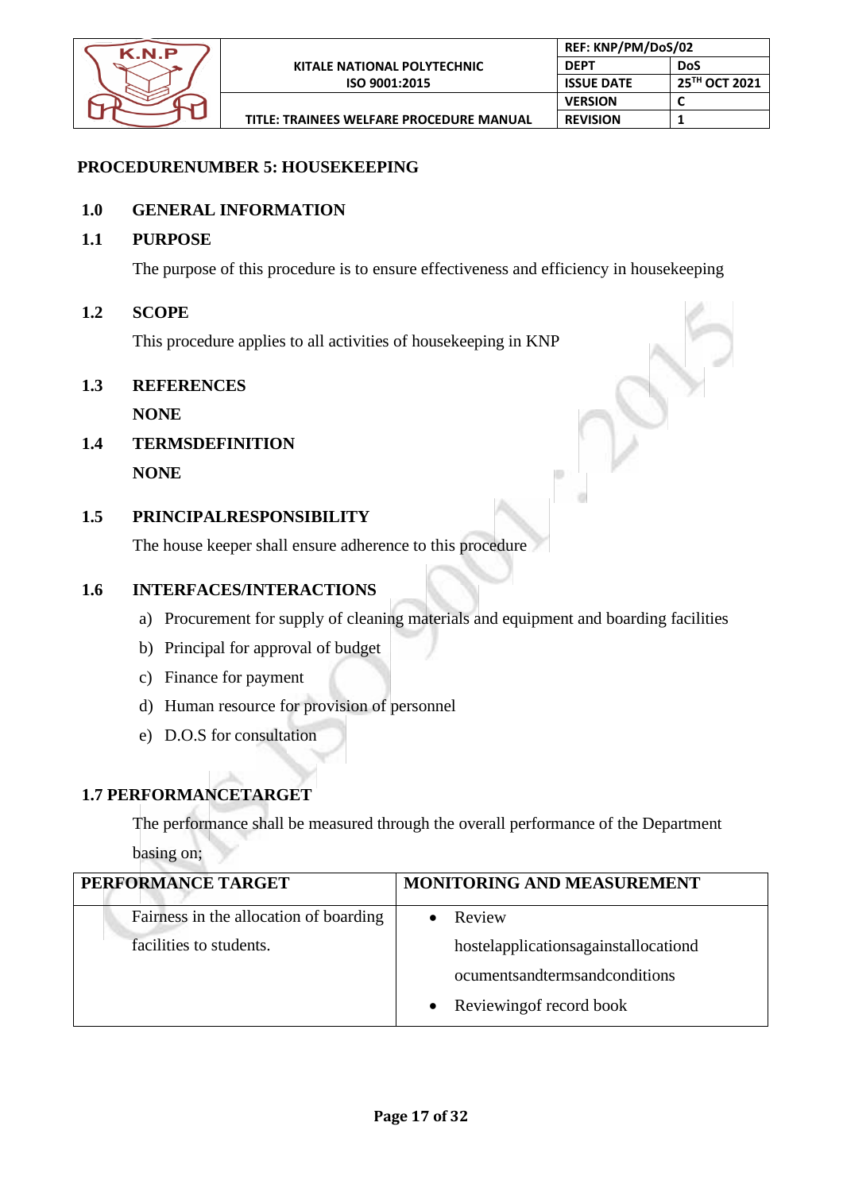## PROCEDURENUMBER 5: HOUSEKEEPING

### 1.0 GENERAL INFORMATION

### 1.1 PURPOSE

The purpose of this procedure is to ensure effectiveness and efficiency in housekeeping

### 1.2 SCOPE

This procedure applies to all activities of housekeeping in KNP

### 1.3 REFERENCES

**NONE**

### 1.4 TERMSDEFINITION

**NONE**

### 1.5 PRINCIPALRESPONSIBILITY

The house keeper shall ensure adherence to this procedure

### 1.6 INTERFACES/INTERACTIONS

a) Procurement for supply of cleaning materials and equipment and boarding facilities
b) Principal for approval of budget
c) Finance for payment
d) Human resource for provision of personnel
e) D.O.S for consultation

### 1.7 PERFORMANCETARGET

The performance shall be measured through the overall performance of the Department basing on;

| PERFORMANCE TARGET | MONITORING AND MEASUREMENT |
|---|---|
| Fairness in the allocation of boarding facilities to students. | • Review hostelapplicationsagainstallocationdocumentsandtermsandconditions<br>• Reviewingof record book |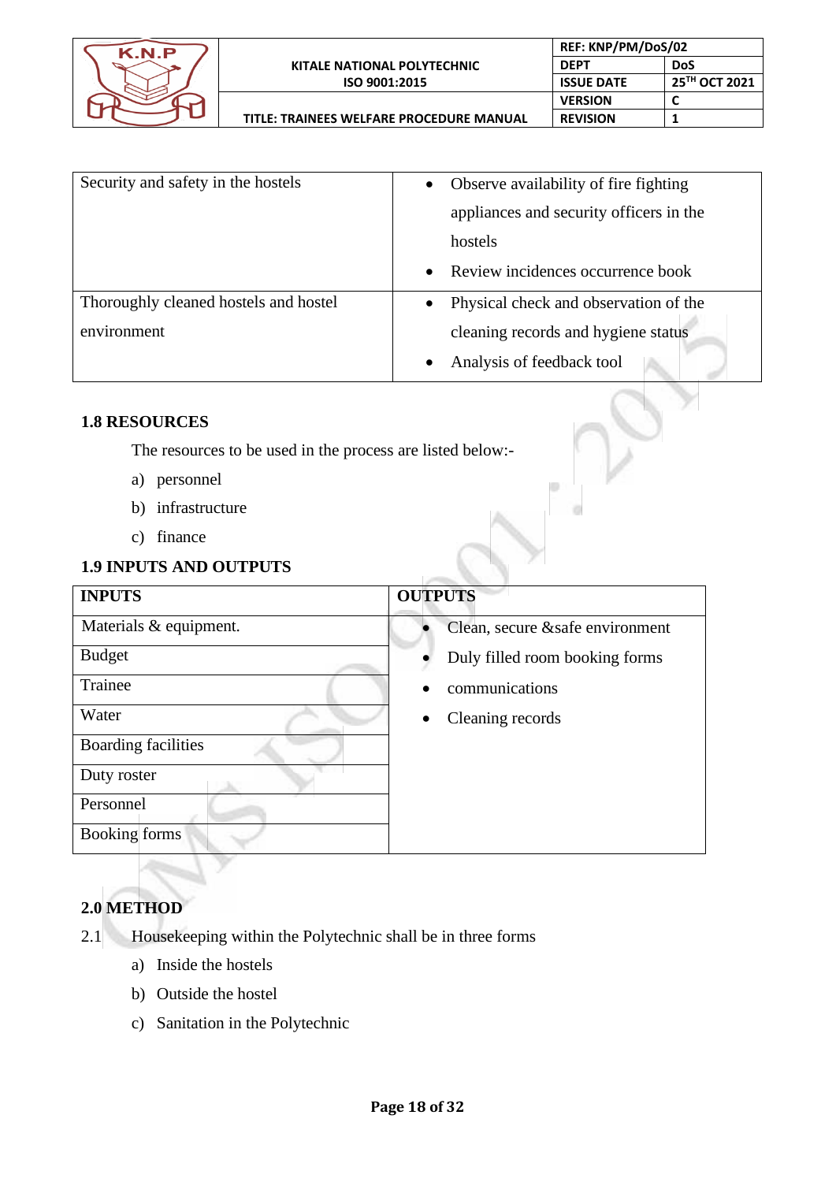| Security and safety in the hostels | • Observe availability of fire fighting appliances and security officers in the hostels<br>• Review incidences occurrence book |
|---|---|
| Thoroughly cleaned hostels and hostel environment | • Physical check and observation of the cleaning records and hygiene status<br>• Analysis of feedback tool |

### 1.8 RESOURCES

The resources to be used in the process are listed below:-

a) personnel
b) infrastructure
c) finance

### 1.9 INPUTS AND OUTPUTS

| INPUTS | OUTPUTS |
|---|---|
| Materials & equipment. | • Clean, secure &safe environment |
| Budget | • Duly filled room booking forms |
| Trainee | • communications |
| Water | • Cleaning records |
| Boarding facilities | |
| Duty roster | |
| Personnel | |
| Booking forms | |

## 2.0 METHOD

2.1 Housekeeping within the Polytechnic shall be in three forms

a) Inside the hostels
b) Outside the hostel
c) Sanitation in the Polytechnic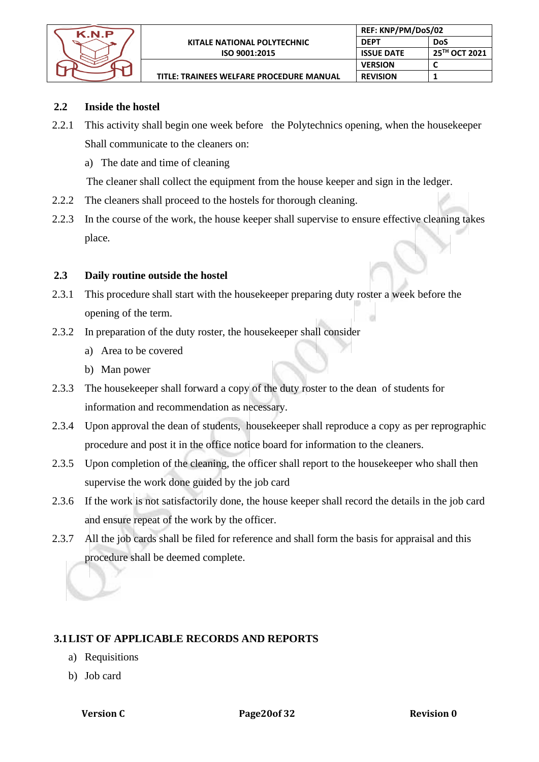## 2.2 Inside the hostel

2.2.1 This activity shall begin one week before the Polytechnics opening, when the housekeeper Shall communicate to the cleaners on:

a) The date and time of cleaning

The cleaner shall collect the equipment from the house keeper and sign in the ledger.

2.2.2 The cleaners shall proceed to the hostels for thorough cleaning.

2.2.3 In the course of the work, the house keeper shall supervise to ensure effective cleaning takes place.

## 2.3 Daily routine outside the hostel

2.3.1 This procedure shall start with the housekeeper preparing duty roster a week before the opening of the term.

2.3.2 In preparation of the duty roster, the housekeeper shall consider

a) Area to be covered

b) Man power

2.3.3 The housekeeper shall forward a copy of the duty roster to the dean of students for information and recommendation as necessary.

2.3.4 Upon approval the dean of students, housekeeper shall reproduce a copy as per reprographic procedure and post it in the office notice board for information to the cleaners.

2.3.5 Upon completion of the cleaning, the officer shall report to the housekeeper who shall then supervise the work done guided by the job card

2.3.6 If the work is not satisfactorily done, the house keeper shall record the details in the job card and ensure repeat of the work by the officer.

2.3.7 All the job cards shall be filed for reference and shall form the basis for appraisal and this procedure shall be deemed complete.

## 3.1 LIST OF APPLICABLE RECORDS AND REPORTS

a) Requisitions

b) Job card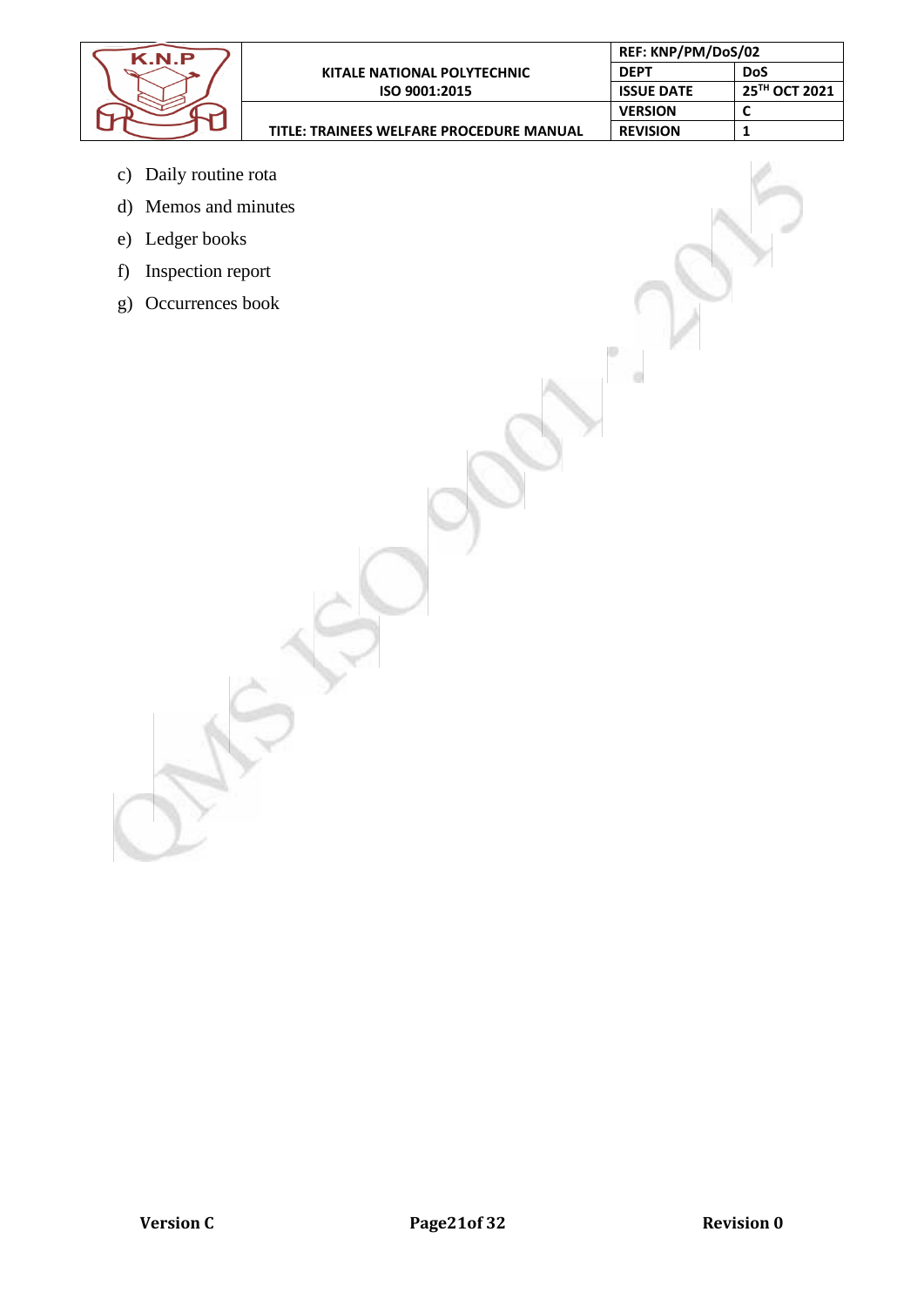c) Daily routine rota
d) Memos and minutes
e) Ledger books
f) Inspection report
g) Occurrences book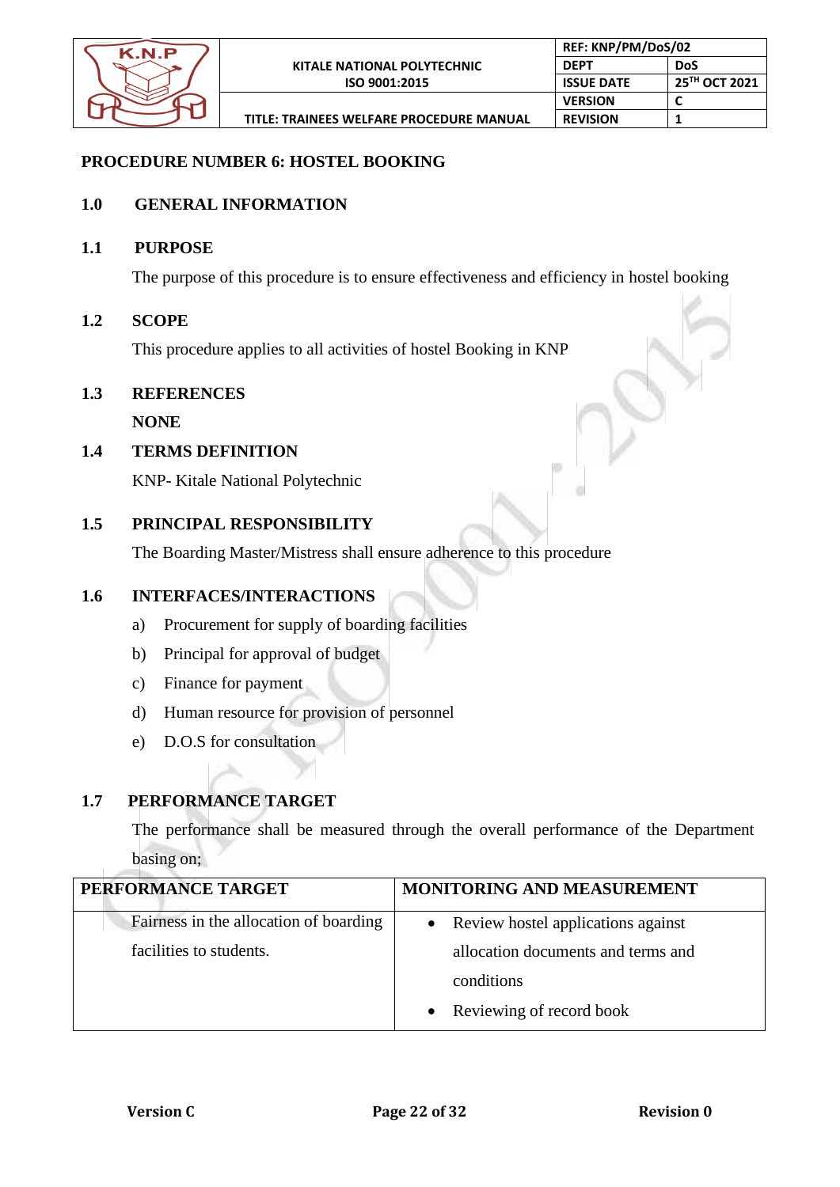**PROCEDURE NUMBER 6: HOSTEL BOOKING**

**1.0 GENERAL INFORMATION**

**1.1 PURPOSE**

The purpose of this procedure is to ensure effectiveness and efficiency in hostel booking

**1.2 SCOPE**

This procedure applies to all activities of hostel Booking in KNP

**1.3 REFERENCES**

**NONE**

**1.4 TERMS DEFINITION**

KNP- Kitale National Polytechnic

**1.5 PRINCIPAL RESPONSIBILITY**

The Boarding Master/Mistress shall ensure adherence to this procedure

**1.6 INTERFACES/INTERACTIONS**

a) Procurement for supply of boarding facilities
b) Principal for approval of budget
c) Finance for payment
d) Human resource for provision of personnel
e) D.O.S for consultation

**1.7 PERFORMANCE TARGET**

The performance shall be measured through the overall performance of the Department basing on;

| PERFORMANCE TARGET | MONITORING AND MEASUREMENT |
|---|---|
| Fairness in the allocation of boarding facilities to students. | • Review hostel applications against allocation documents and terms and conditions<br>• Reviewing of record book |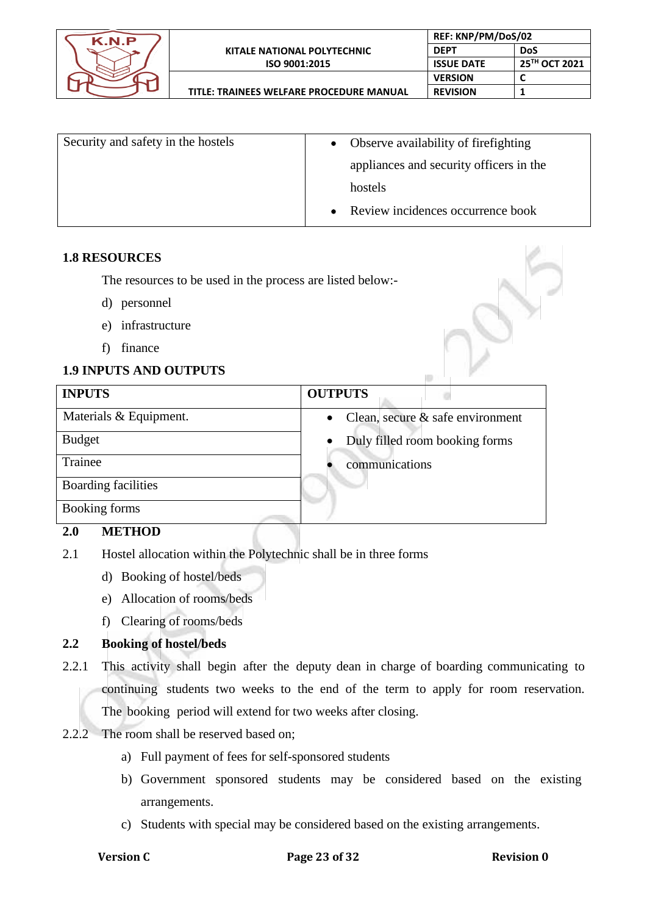| Security and safety in the hostels | • Observe availability of firefighting appliances and security officers in the hostels<br>• Review incidences occurrence book |
|---|---|

## 1.8 RESOURCES

The resources to be used in the process are listed below:-

d) personnel

e) infrastructure

f) finance

## 1.9 INPUTS AND OUTPUTS

| INPUTS | OUTPUTS |
|---|---|
| Materials & Equipment. | • Clean, secure & safe environment<br>• Duly filled room booking forms<br>• communications |
| Budget | |
| Trainee | |
| Boarding facilities | |
| Booking forms | |

## 2.0 METHOD

2.1 Hostel allocation within the Polytechnic shall be in three forms

d) Booking of hostel/beds

e) Allocation of rooms/beds

f) Clearing of rooms/beds

### 2.2 Booking of hostel/beds

2.2.1 This activity shall begin after the deputy dean in charge of boarding communicating to continuing students two weeks to the end of the term to apply for room reservation. The booking period will extend for two weeks after closing.

2.2.2 The room shall be reserved based on;

a) Full payment of fees for self-sponsored students

b) Government sponsored students may be considered based on the existing arrangements.

c) Students with special may be considered based on the existing arrangements.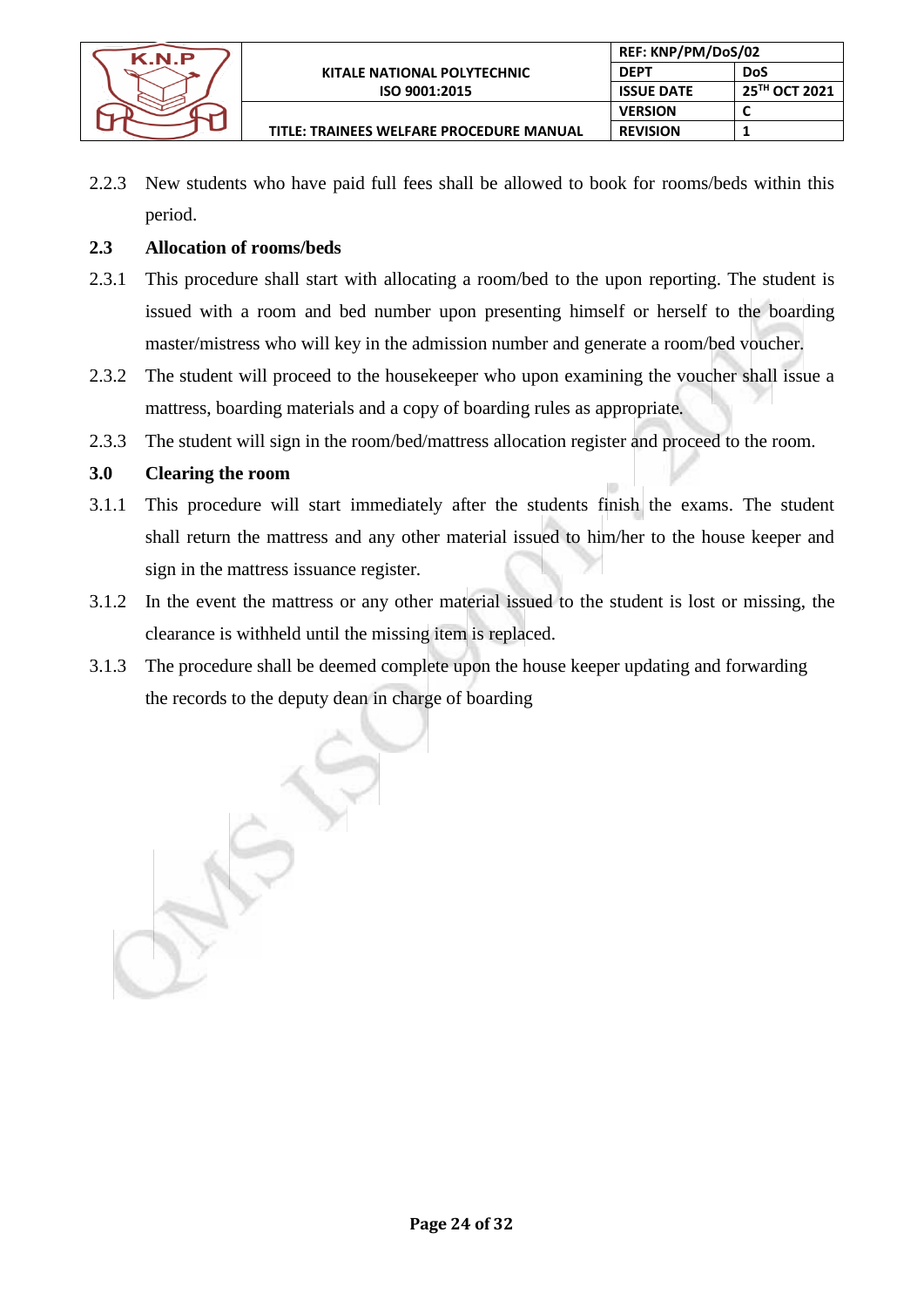2.2.3 New students who have paid full fees shall be allowed to book for rooms/beds within this period.

**2.3 Allocation of rooms/beds**

2.3.1 This procedure shall start with allocating a room/bed to the upon reporting. The student is issued with a room and bed number upon presenting himself or herself to the boarding master/mistress who will key in the admission number and generate a room/bed voucher.

2.3.2 The student will proceed to the housekeeper who upon examining the voucher shall issue a mattress, boarding materials and a copy of boarding rules as appropriate.

2.3.3 The student will sign in the room/bed/mattress allocation register and proceed to the room.

**3.0 Clearing the room**

3.1.1 This procedure will start immediately after the students finish the exams. The student shall return the mattress and any other material issued to him/her to the house keeper and sign in the mattress issuance register.

3.1.2 In the event the mattress or any other material issued to the student is lost or missing, the clearance is withheld until the missing item is replaced.

3.1.3 The procedure shall be deemed complete upon the house keeper updating and forwarding the records to the deputy dean in charge of boarding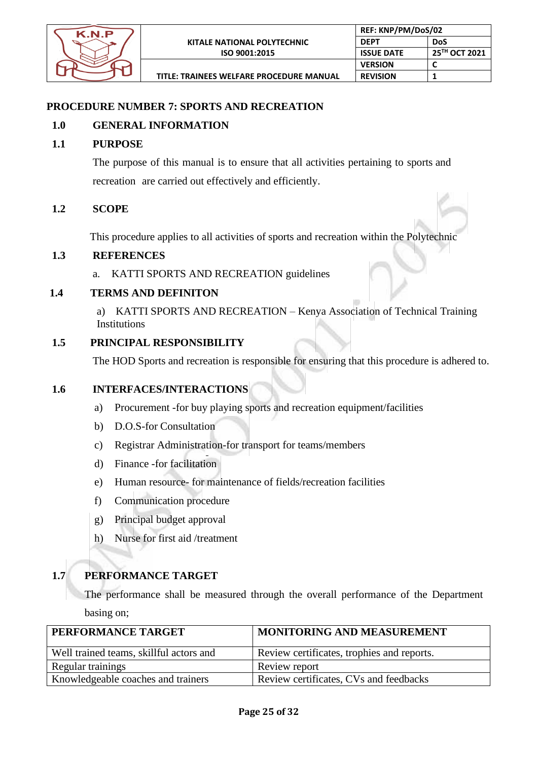# PROCEDURE NUMBER 7: SPORTS AND RECREATION

## 1.0 GENERAL INFORMATION

### 1.1 PURPOSE

The purpose of this manual is to ensure that all activities pertaining to sports and recreation are carried out effectively and efficiently.

### 1.2 SCOPE

This procedure applies to all activities of sports and recreation within the Polytechnic

### 1.3 REFERENCES

a. KATTI SPORTS AND RECREATION guidelines

### 1.4 TERMS AND DEFINITON

a) KATTI SPORTS AND RECREATION – Kenya Association of Technical Training Institutions

### 1.5 PRINCIPAL RESPONSIBILITY

The HOD Sports and recreation is responsible for ensuring that this procedure is adhered to.

### 1.6 INTERFACES/INTERACTIONS

a) Procurement -for buy playing sports and recreation equipment/facilities
b) D.O.S-for Consultation
c) Registrar Administration-for transport for teams/members
d) Finance -for facilitation
e) Human resource- for maintenance of fields/recreation facilities
f) Communication procedure
g) Principal budget approval
h) Nurse for first aid /treatment

### 1.7 PERFORMANCE TARGET

The performance shall be measured through the overall performance of the Department basing on;

| PERFORMANCE TARGET | MONITORING AND MEASUREMENT |
|---|---|
| Well trained teams, skillful actors and | Review certificates, trophies and reports. |
| Regular trainings | Review report |
| Knowledgeable coaches and trainers | Review certificates, CVs and feedbacks |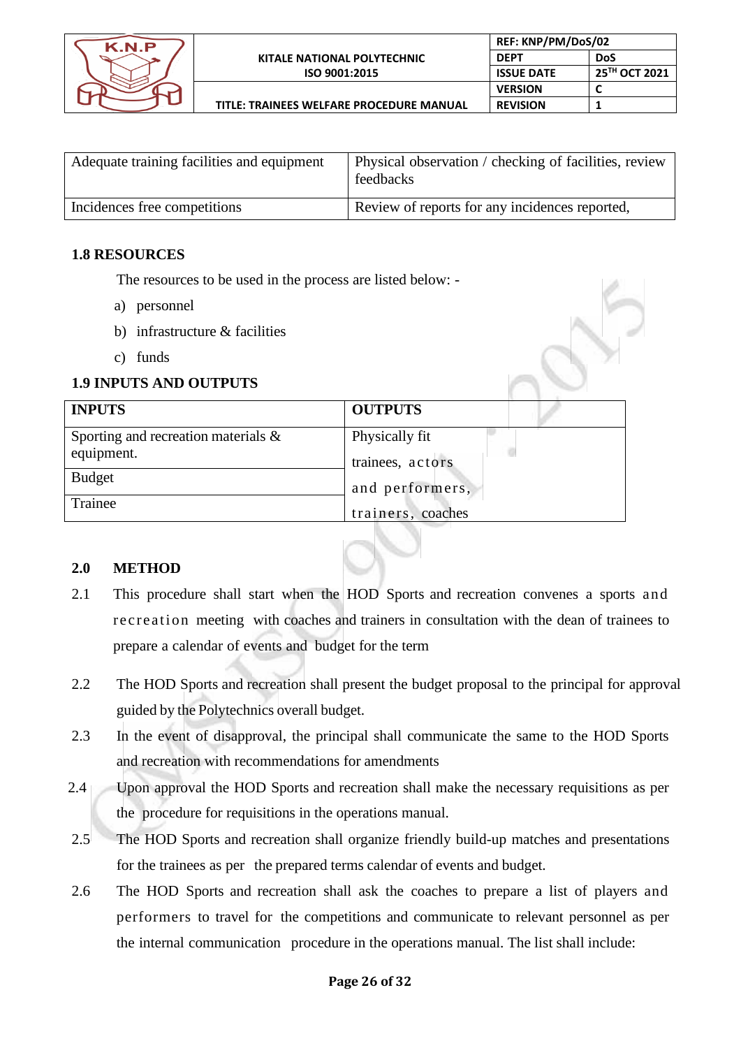| Adequate training facilities and equipment | Physical observation / checking of facilities, review feedbacks |
| --- | --- |
| Incidences free competitions | Review of reports for any incidences reported, |

### 1.8 RESOURCES

The resources to be used in the process are listed below: -

a) personnel
b) infrastructure & facilities
c) funds

### 1.9 INPUTS AND OUTPUTS

| INPUTS | OUTPUTS |
| --- | --- |
| Sporting and recreation materials & equipment. | Physically fit trainees, actors and performers, trainers, coaches |
| Budget | |
| Trainee | |

## 2.0 METHOD

2.1 This procedure shall start when the HOD Sports and recreation convenes a sports and recreation meeting with coaches and trainers in consultation with the dean of trainees to prepare a calendar of events and budget for the term

2.2 The HOD Sports and recreation shall present the budget proposal to the principal for approval guided by the Polytechnics overall budget.

2.3 In the event of disapproval, the principal shall communicate the same to the HOD Sports and recreation with recommendations for amendments

2.4 Upon approval the HOD Sports and recreation shall make the necessary requisitions as per the procedure for requisitions in the operations manual.

2.5 The HOD Sports and recreation shall organize friendly build-up matches and presentations for the trainees as per the prepared terms calendar of events and budget.

2.6 The HOD Sports and recreation shall ask the coaches to prepare a list of players and performers to travel for the competitions and communicate to relevant personnel as per the internal communication procedure in the operations manual. The list shall include: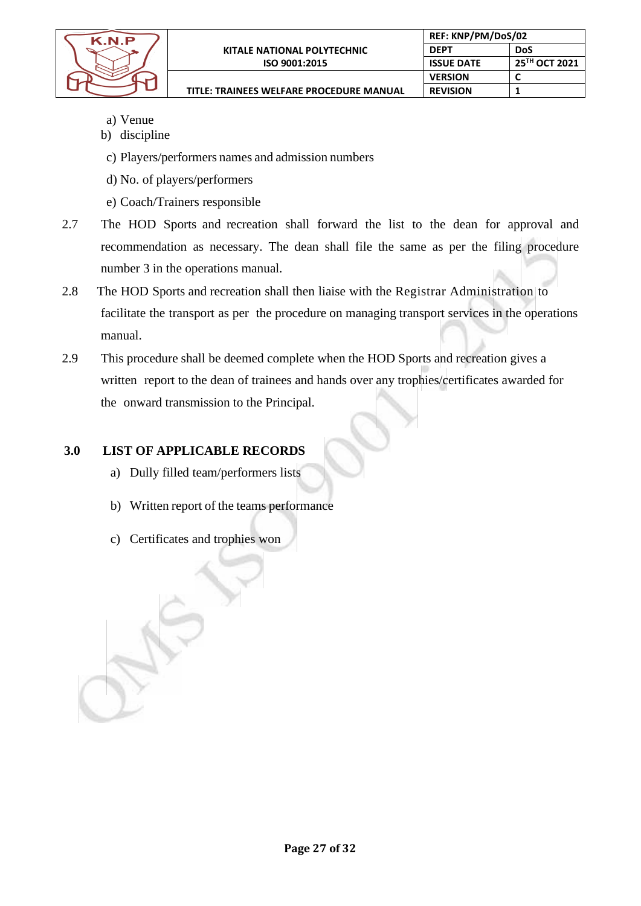a) Venue
b) discipline
c) Players/performers names and admission numbers
d) No. of players/performers
e) Coach/Trainers responsible

2.7 The HOD Sports and recreation shall forward the list to the dean for approval and recommendation as necessary. The dean shall file the same as per the filing procedure number 3 in the operations manual.

2.8 The HOD Sports and recreation shall then liaise with the Registrar Administration to facilitate the transport as per the procedure on managing transport services in the operations manual.

2.9 This procedure shall be deemed complete when the HOD Sports and recreation gives a written report to the dean of trainees and hands over any trophies/certificates awarded for the onward transmission to the Principal.

## 3.0 LIST OF APPLICABLE RECORDS

a) Dully filled team/performers lists

b) Written report of the teams performance

c) Certificates and trophies won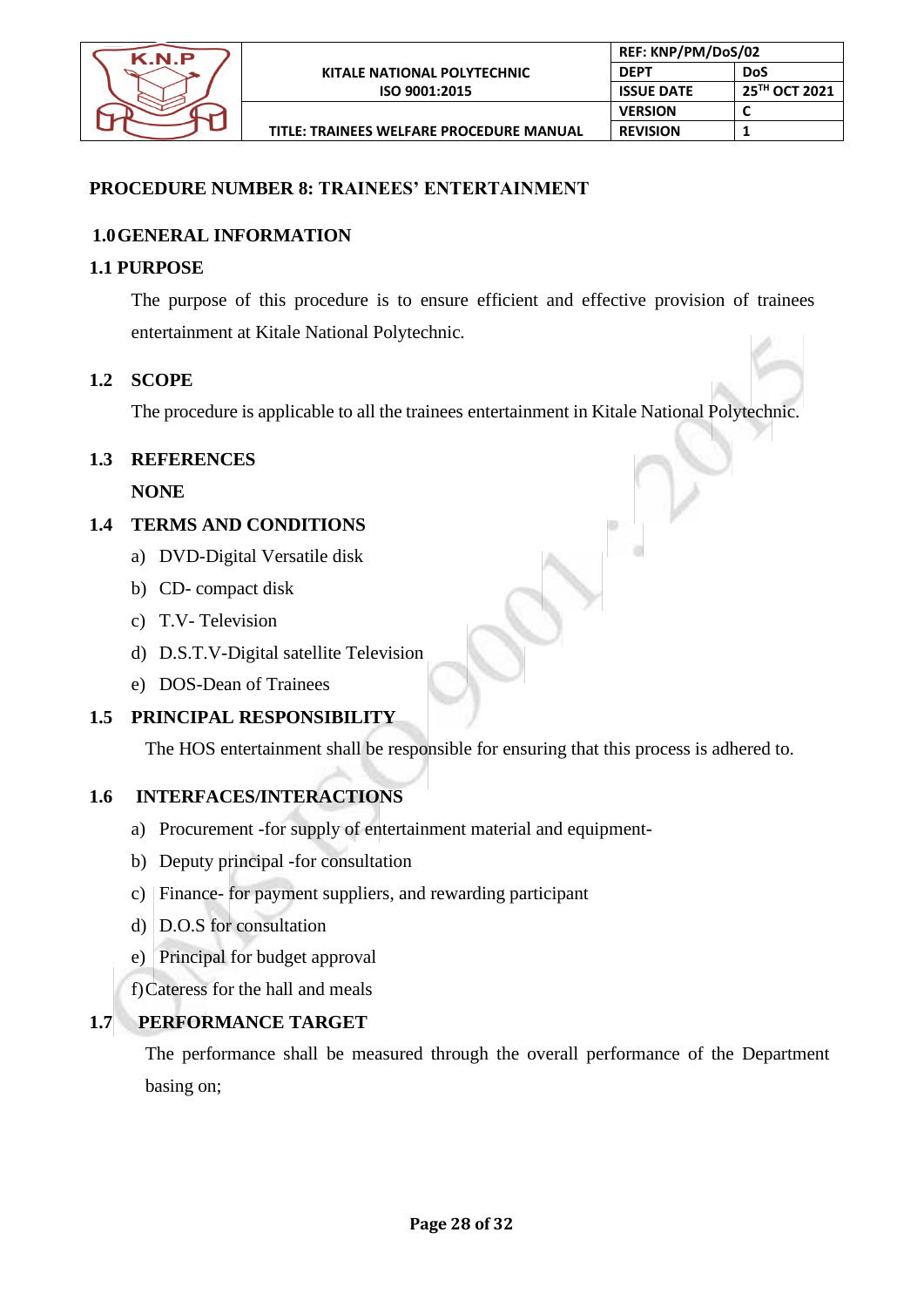## PROCEDURE NUMBER 8: TRAINEES' ENTERTAINMENT

### 1.0 GENERAL INFORMATION

### 1.1 PURPOSE

The purpose of this procedure is to ensure efficient and effective provision of trainees entertainment at Kitale National Polytechnic.

### 1.2 SCOPE

The procedure is applicable to all the trainees entertainment in Kitale National Polytechnic.

### 1.3 REFERENCES

**NONE**

### 1.4 TERMS AND CONDITIONS

a) DVD-Digital Versatile disk
b) CD- compact disk
c) T.V- Television
d) D.S.T.V-Digital satellite Television
e) DOS-Dean of Trainees

### 1.5 PRINCIPAL RESPONSIBILITY

The HOS entertainment shall be responsible for ensuring that this process is adhered to.

### 1.6 INTERFACES/INTERACTIONS

a) Procurement -for supply of entertainment material and equipment-
b) Deputy principal -for consultation
c) Finance- for payment suppliers, and rewarding participant
d) D.O.S for consultation
e) Principal for budget approval
f) Cateress for the hall and meals

### 1.7 PERFORMANCE TARGET

The performance shall be measured through the overall performance of the Department basing on;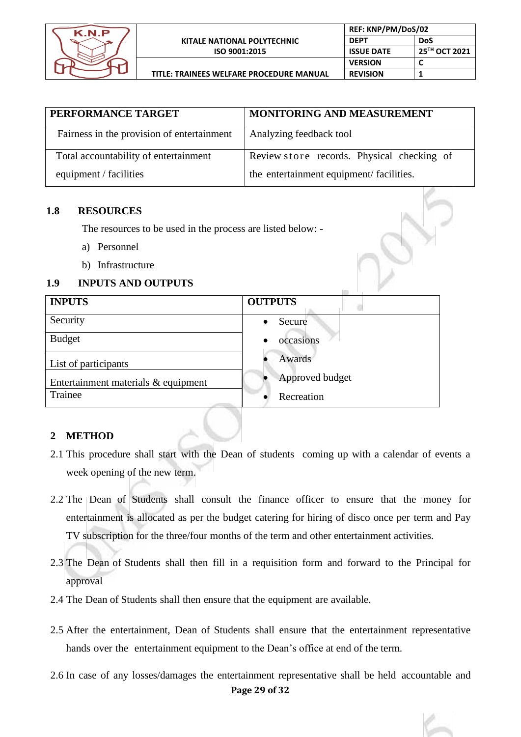| PERFORMANCE TARGET | MONITORING AND MEASUREMENT |
|---|---|
| Fairness in the provision of entertainment | Analyzing feedback tool |
| Total accountability of entertainment equipment / facilities | Review store records. Physical checking of the entertainment equipment/ facilities. |

## 1.8 RESOURCES

The resources to be used in the process are listed below: -

a) Personnel

b) Infrastructure

## 1.9 INPUTS AND OUTPUTS

| INPUTS | OUTPUTS |
|---|---|
| Security | • Secure |
| Budget | • occasions |
| List of participants | • Awards |
| Entertainment materials & equipment | • Approved budget |
| Trainee | • Recreation |

## 2 METHOD

2.1 This procedure shall start with the Dean of students coming up with a calendar of events a week opening of the new term.

2.2 The Dean of Students shall consult the finance officer to ensure that the money for entertainment is allocated as per the budget catering for hiring of disco once per term and Pay TV subscription for the three/four months of the term and other entertainment activities.

2.3 The Dean of Students shall then fill in a requisition form and forward to the Principal for approval

2.4 The Dean of Students shall then ensure that the equipment are available.

2.5 After the entertainment, Dean of Students shall ensure that the entertainment representative hands over the entertainment equipment to the Dean's office at end of the term.

2.6 In case of any losses/damages the entertainment representative shall be held accountable and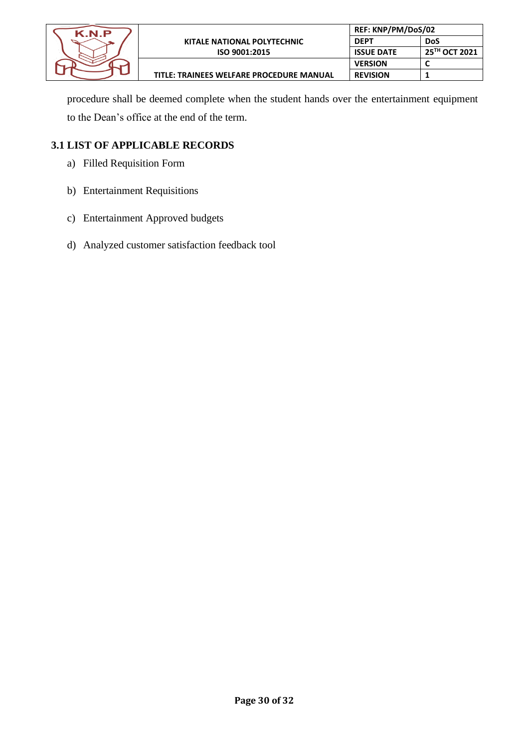procedure shall be deemed complete when the student hands over the entertainment equipment to the Dean's office at the end of the term.

## 3.1 LIST OF APPLICABLE RECORDS

a) Filled Requisition Form

b) Entertainment Requisitions

c) Entertainment Approved budgets

d) Analyzed customer satisfaction feedback tool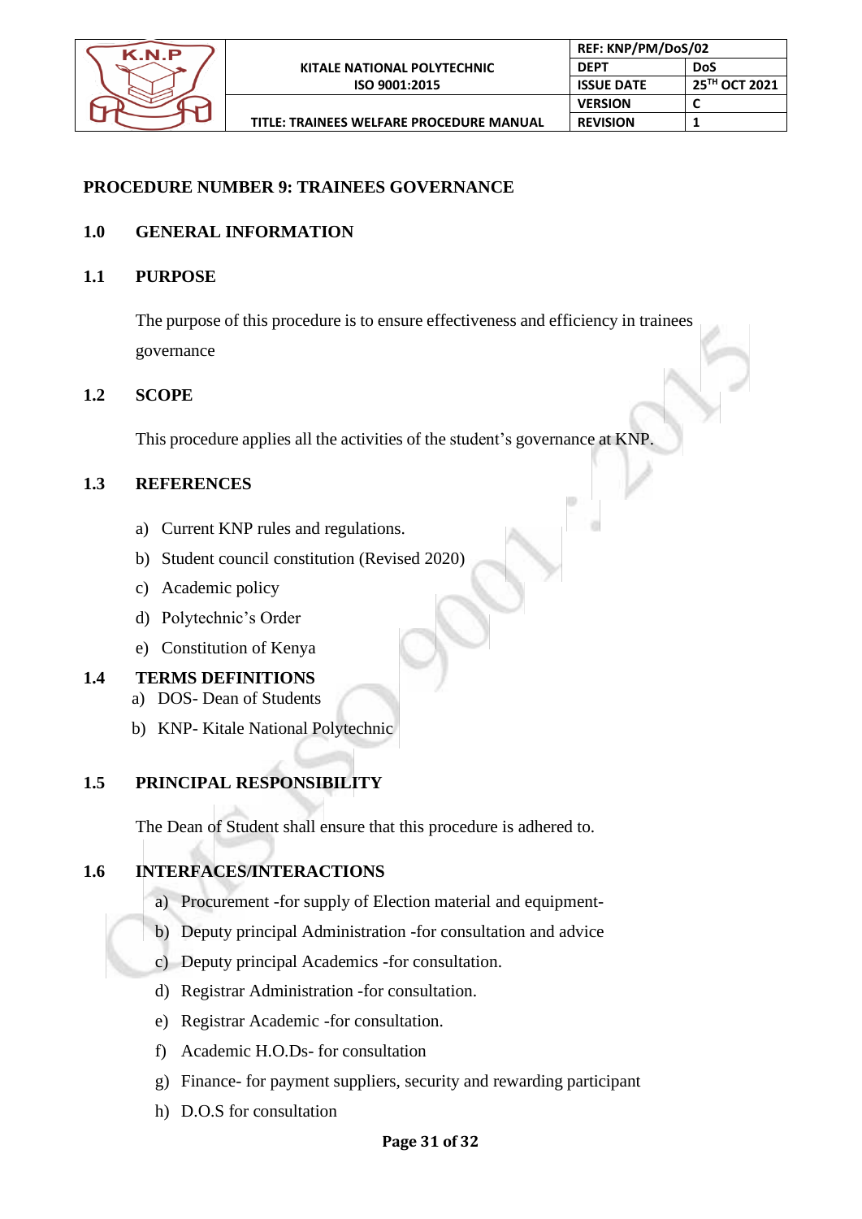**PROCEDURE NUMBER 9: TRAINEES GOVERNANCE**

## 1.0 GENERAL INFORMATION

### 1.1 PURPOSE

The purpose of this procedure is to ensure effectiveness and efficiency in trainees governance

### 1.2 SCOPE

This procedure applies all the activities of the student's governance at KNP.

### 1.3 REFERENCES

a) Current KNP rules and regulations.
b) Student council constitution (Revised 2020)
c) Academic policy
d) Polytechnic's Order
e) Constitution of Kenya

### 1.4 TERMS DEFINITIONS

a) DOS- Dean of Students
b) KNP- Kitale National Polytechnic

### 1.5 PRINCIPAL RESPONSIBILITY

The Dean of Student shall ensure that this procedure is adhered to.

### 1.6 INTERFACES/INTERACTIONS

a) Procurement -for supply of Election material and equipment-
b) Deputy principal Administration -for consultation and advice
c) Deputy principal Academics -for consultation.
d) Registrar Administration -for consultation.
e) Registrar Academic -for consultation.
f) Academic H.O.Ds- for consultation
g) Finance- for payment suppliers, security and rewarding participant
h) D.O.S for consultation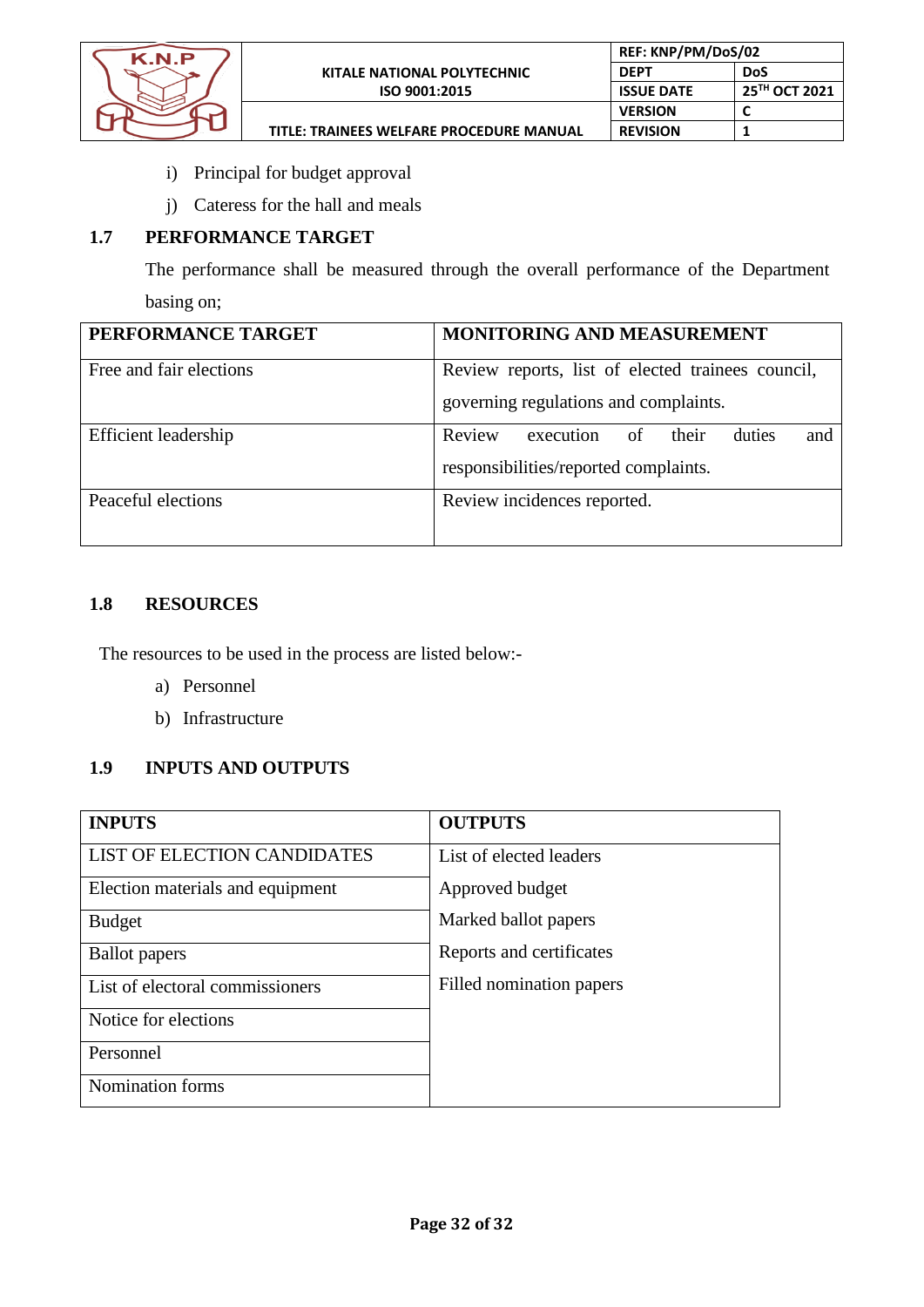i) Principal for budget approval

j) Cateress for the hall and meals

### 1.7 PERFORMANCE TARGET

The performance shall be measured through the overall performance of the Department basing on;

| PERFORMANCE TARGET | MONITORING AND MEASUREMENT |
|---|---|
| Free and fair elections | Review reports, list of elected trainees council, governing regulations and complaints. |
| Efficient leadership | Review execution of their duties and responsibilities/reported complaints. |
| Peaceful elections | Review incidences reported. |

### 1.8 RESOURCES

The resources to be used in the process are listed below:-

a) Personnel

b) Infrastructure

### 1.9 INPUTS AND OUTPUTS

| INPUTS | OUTPUTS |
|---|---|
| LIST OF ELECTION CANDIDATES | List of elected leaders |
| Election materials and equipment | Approved budget |
| Budget | Marked ballot papers |
| Ballot papers | Reports and certificates |
| List of electoral commissioners | Filled nomination papers |
| Notice for elections | |
| Personnel | |
| Nomination forms | |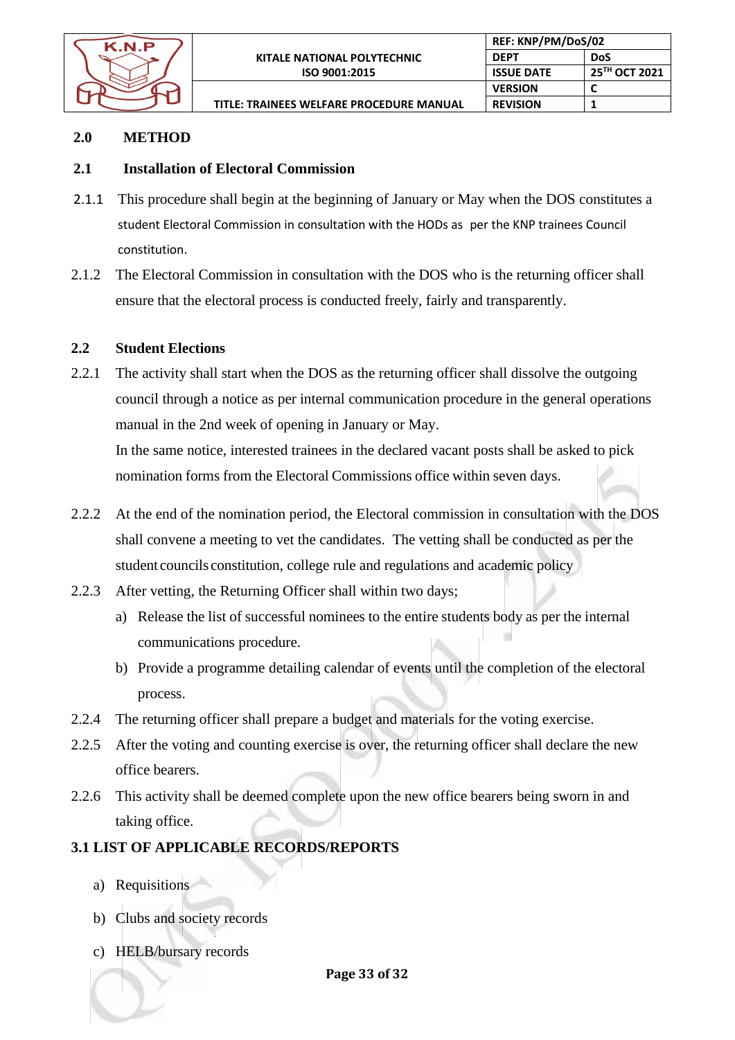## 2.0 METHOD

### 2.1 Installation of Electoral Commission

2.1.1 This procedure shall begin at the beginning of January or May when the DOS constitutes a student Electoral Commission in consultation with the HODs as per the KNP trainees Council constitution.

2.1.2 The Electoral Commission in consultation with the DOS who is the returning officer shall ensure that the electoral process is conducted freely, fairly and transparently.

### 2.2 Student Elections

2.2.1 The activity shall start when the DOS as the returning officer shall dissolve the outgoing council through a notice as per internal communication procedure in the general operations manual in the 2nd week of opening in January or May.
In the same notice, interested trainees in the declared vacant posts shall be asked to pick nomination forms from the Electoral Commissions office within seven days.

2.2.2 At the end of the nomination period, the Electoral commission in consultation with the DOS shall convene a meeting to vet the candidates. The vetting shall be conducted as per the student councils constitution, college rule and regulations and academic policy

2.2.3 After vetting, the Returning Officer shall within two days;

a) Release the list of successful nominees to the entire students body as per the internal communications procedure.

b) Provide a programme detailing calendar of events until the completion of the electoral process.

2.2.4 The returning officer shall prepare a budget and materials for the voting exercise.

2.2.5 After the voting and counting exercise is over, the returning officer shall declare the new office bearers.

2.2.6 This activity shall be deemed complete upon the new office bearers being sworn in and taking office.

## 3.1 LIST OF APPLICABLE RECORDS/REPORTS

a) Requisitions

b) Clubs and society records

c) HELB/bursary records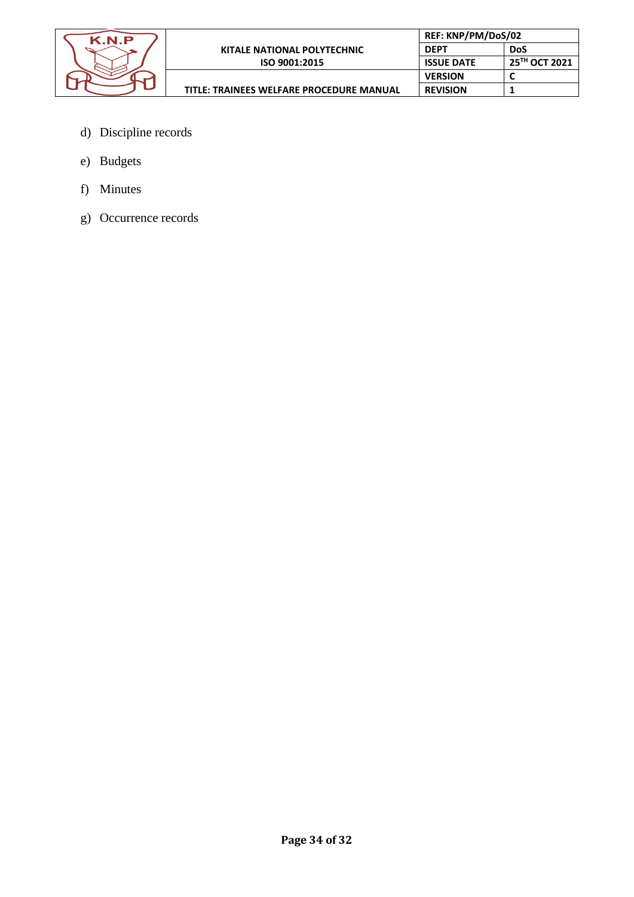d) Discipline records

e) Budgets

f) Minutes

g) Occurrence records